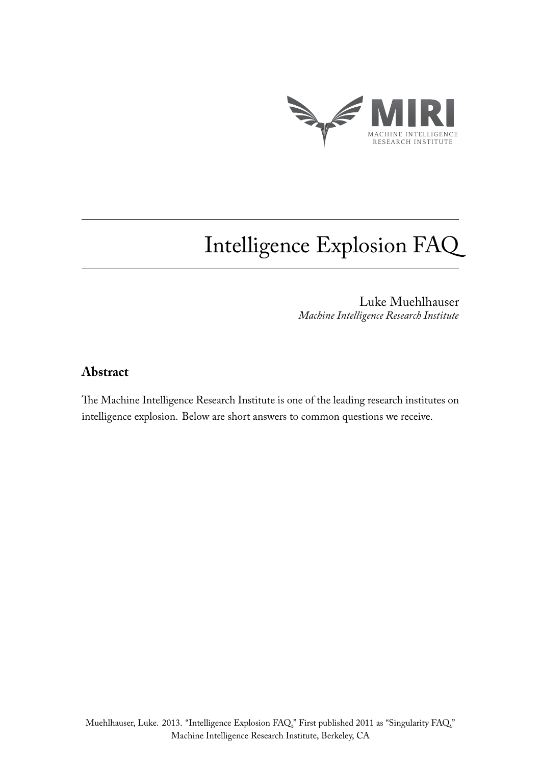# Intelligence Explosion FAQ

Luke Muehlhauser
*Machine Intelligence Research Institute*

## Abstract

The Machine Intelligence Research Institute is one of the leading research institutes on intelligence explosion. Below are short answers to common questions we receive.

Muehlhauser, Luke. 2013. "Intelligence Explosion FAQ." First published 2011 as "Singularity FAQ." Machine Intelligence Research Institute, Berkeley, CA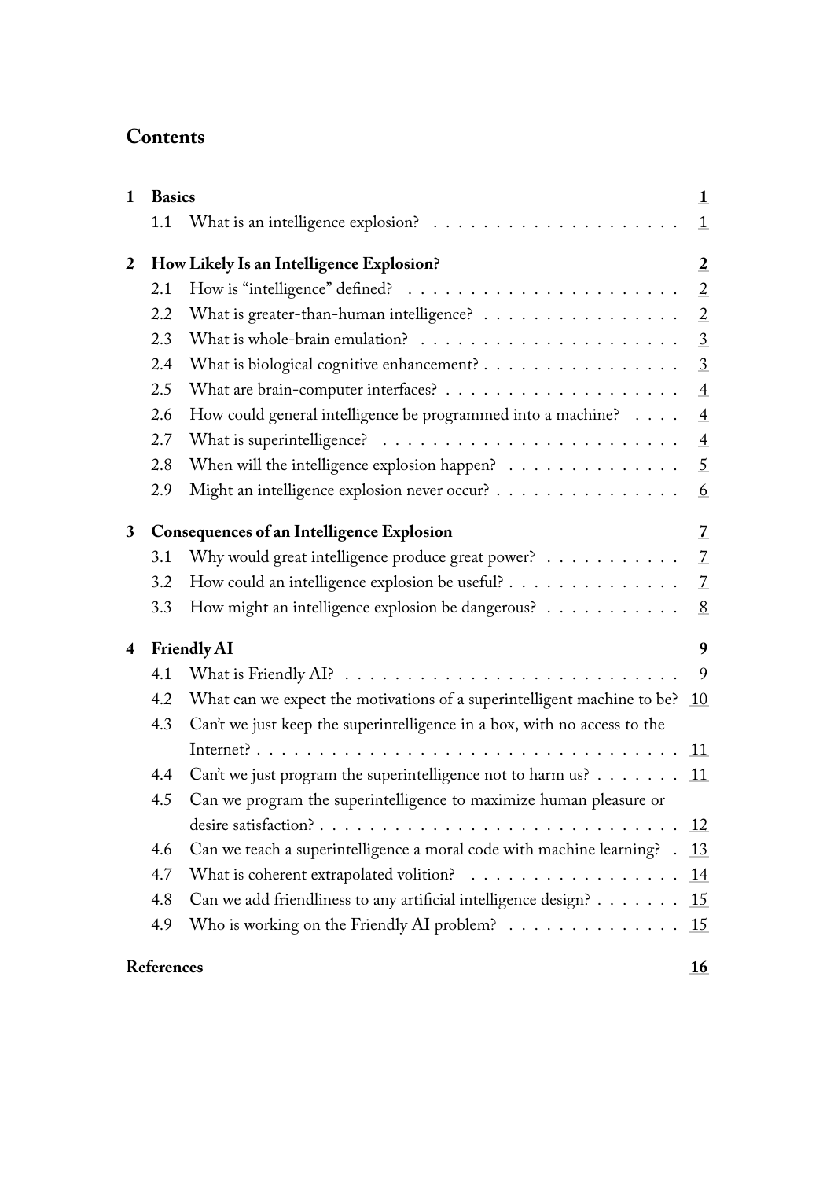# Contents

**1 Basics** — **1**

- 1.1 What is an intelligence explosion? — 1

**2 How Likely Is an Intelligence Explosion?** — **2**

- 2.1 How is “intelligence” defined? — 2
- 2.2 What is greater-than-human intelligence? — 2
- 2.3 What is whole-brain emulation? — 3
- 2.4 What is biological cognitive enhancement? — 3
- 2.5 What are brain-computer interfaces? — 4
- 2.6 How could general intelligence be programmed into a machine? — 4
- 2.7 What is superintelligence? — 4
- 2.8 When will the intelligence explosion happen? — 5
- 2.9 Might an intelligence explosion never occur? — 6

**3 Consequences of an Intelligence Explosion** — **7**

- 3.1 Why would great intelligence produce great power? — 7
- 3.2 How could an intelligence explosion be useful? — 7
- 3.3 How might an intelligence explosion be dangerous? — 8

**4 Friendly AI** — **9**

- 4.1 What is Friendly AI? — 9
- 4.2 What can we expect the motivations of a superintelligent machine to be? — 10
- 4.3 Can’t we just keep the superintelligence in a box, with no access to the Internet? — 11
- 4.4 Can’t we just program the superintelligence not to harm us? — 11
- 4.5 Can we program the superintelligence to maximize human pleasure or desire satisfaction? — 12
- 4.6 Can we teach a superintelligence a moral code with machine learning? — 13
- 4.7 What is coherent extrapolated volition? — 14
- 4.8 Can we add friendliness to any artificial intelligence design? — 15
- 4.9 Who is working on the Friendly AI problem? — 15

**References** — **16**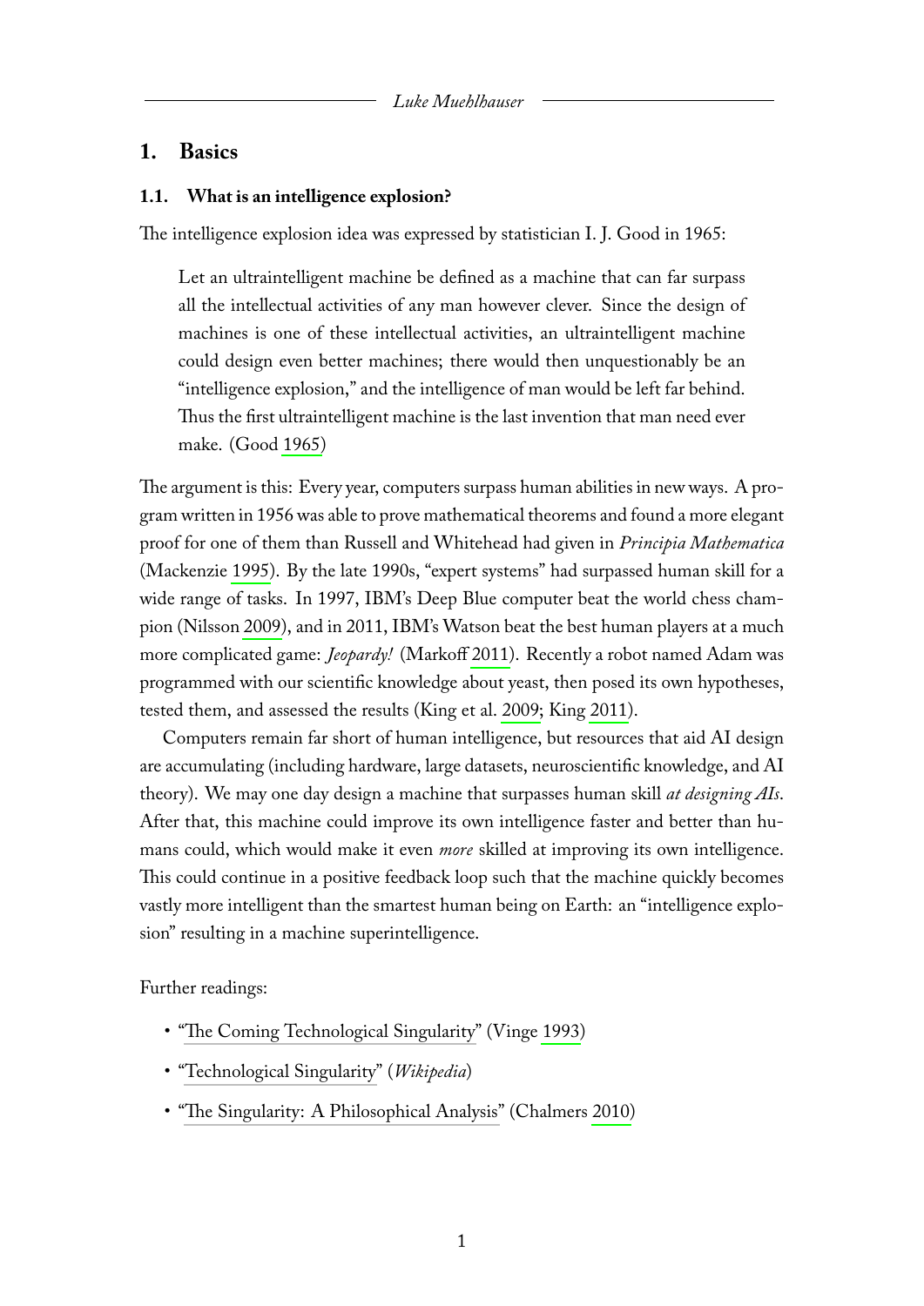## 1. Basics

### 1.1. What is an intelligence explosion?

The intelligence explosion idea was expressed by statistician I. J. Good in 1965:

> Let an ultraintelligent machine be defined as a machine that can far surpass all the intellectual activities of any man however clever. Since the design of machines is one of these intellectual activities, an ultraintelligent machine could design even better machines; there would then unquestionably be an "intelligence explosion," and the intelligence of man would be left far behind. Thus the first ultraintelligent machine is the last invention that man need ever make. (Good 1965)

The argument is this: Every year, computers surpass human abilities in new ways. A program written in 1956 was able to prove mathematical theorems and found a more elegant proof for one of them than Russell and Whitehead had given in *Principia Mathematica* (Mackenzie 1995). By the late 1990s, "expert systems" had surpassed human skill for a wide range of tasks. In 1997, IBM's Deep Blue computer beat the world chess champion (Nilsson 2009), and in 2011, IBM's Watson beat the best human players at a much more complicated game: *Jeopardy!* (Markoff 2011). Recently a robot named Adam was programmed with our scientific knowledge about yeast, then posed its own hypotheses, tested them, and assessed the results (King et al. 2009; King 2011).

Computers remain far short of human intelligence, but resources that aid AI design are accumulating (including hardware, large datasets, neuroscientific knowledge, and AI theory). We may one day design a machine that surpasses human skill *at designing AIs*. After that, this machine could improve its own intelligence faster and better than humans could, which would make it even *more* skilled at improving its own intelligence. This could continue in a positive feedback loop such that the machine quickly becomes vastly more intelligent than the smartest human being on Earth: an "intelligence explosion" resulting in a machine superintelligence.

Further readings:

- "The Coming Technological Singularity" (Vinge 1993)
- "Technological Singularity" (*Wikipedia*)
- "The Singularity: A Philosophical Analysis" (Chalmers 2010)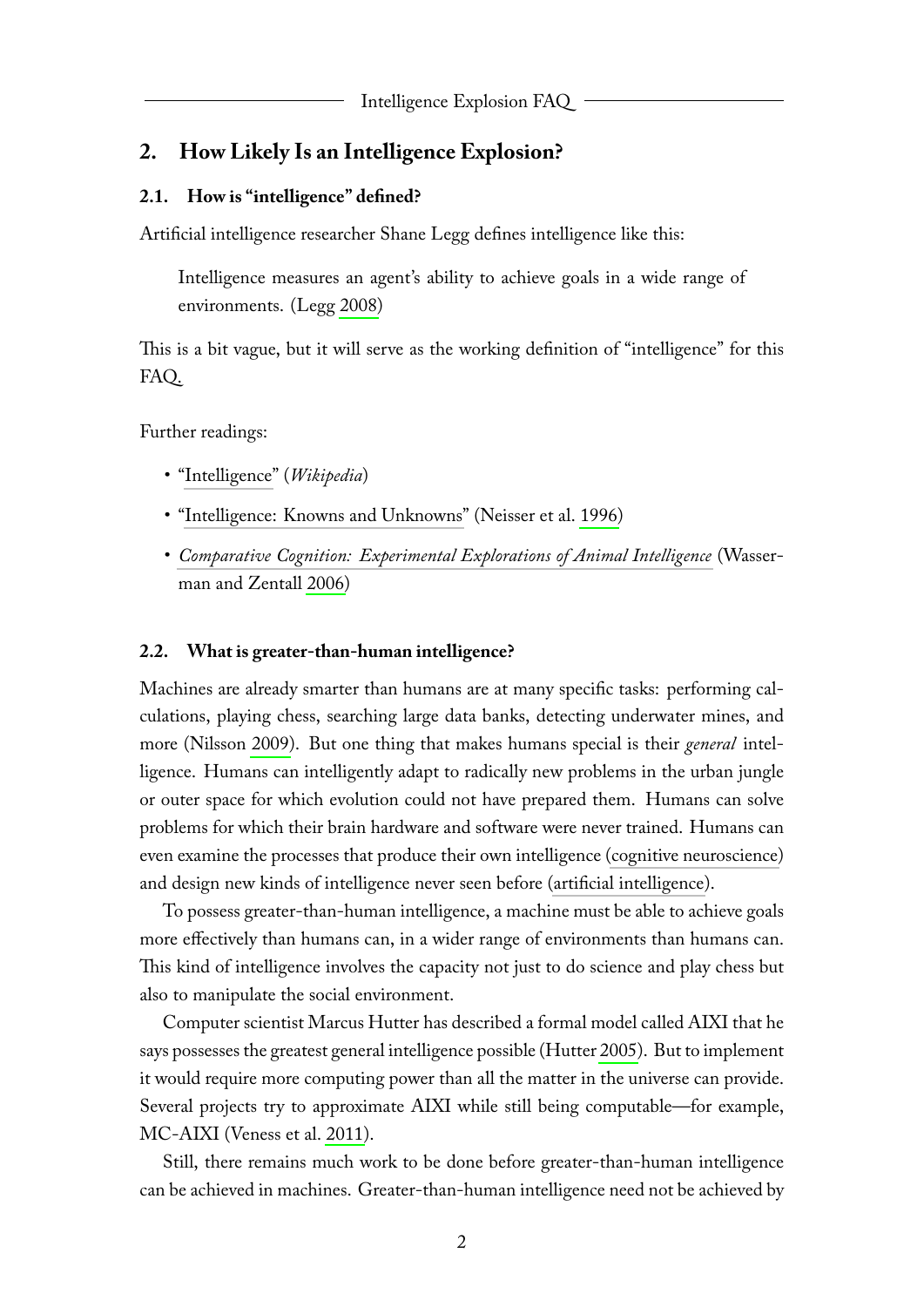## 2. How Likely Is an Intelligence Explosion?

### 2.1. How is "intelligence" defined?

Artificial intelligence researcher Shane Legg defines intelligence like this:

> Intelligence measures an agent's ability to achieve goals in a wide range of environments. (Legg 2008)

This is a bit vague, but it will serve as the working definition of "intelligence" for this FAQ.

Further readings:

- "Intelligence" (*Wikipedia*)
- "Intelligence: Knowns and Unknowns" (Neisser et al. 1996)
- *Comparative Cognition: Experimental Explorations of Animal Intelligence* (Wasserman and Zentall 2006)

### 2.2. What is greater-than-human intelligence?

Machines are already smarter than humans are at many specific tasks: performing calculations, playing chess, searching large data banks, detecting underwater mines, and more (Nilsson 2009). But one thing that makes humans special is their *general* intelligence. Humans can intelligently adapt to radically new problems in the urban jungle or outer space for which evolution could not have prepared them. Humans can solve problems for which their brain hardware and software were never trained. Humans can even examine the processes that produce their own intelligence (cognitive neuroscience) and design new kinds of intelligence never seen before (artificial intelligence).

To possess greater-than-human intelligence, a machine must be able to achieve goals more effectively than humans can, in a wider range of environments than humans can. This kind of intelligence involves the capacity not just to do science and play chess but also to manipulate the social environment.

Computer scientist Marcus Hutter has described a formal model called AIXI that he says possesses the greatest general intelligence possible (Hutter 2005). But to implement it would require more computing power than all the matter in the universe can provide. Several projects try to approximate AIXI while still being computable—for example, MC-AIXI (Veness et al. 2011).

Still, there remains much work to be done before greater-than-human intelligence can be achieved in machines. Greater-than-human intelligence need not be achieved by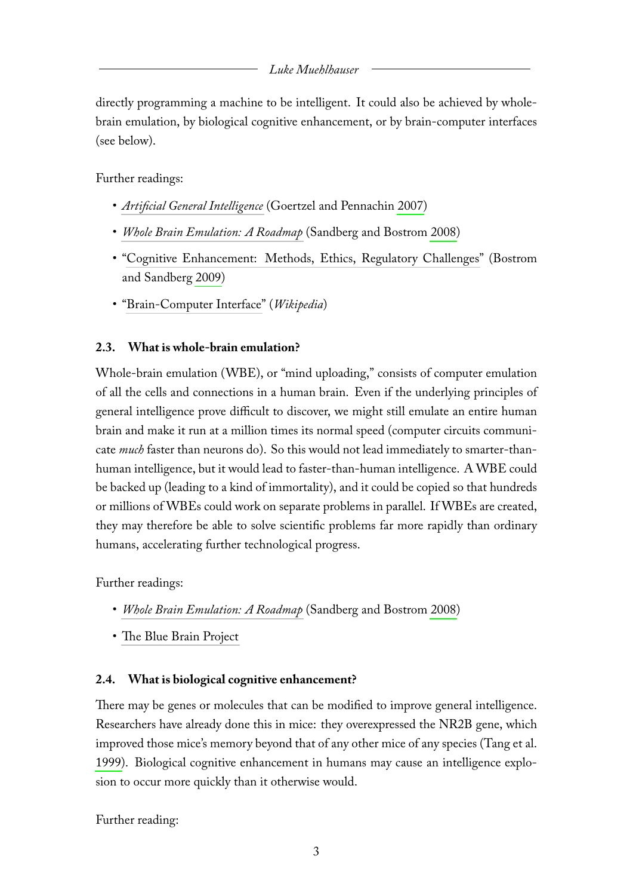directly programming a machine to be intelligent. It could also be achieved by whole-brain emulation, by biological cognitive enhancement, or by brain-computer interfaces (see below).

Further readings:

- *Artificial General Intelligence* (Goertzel and Pennachin 2007)
- *Whole Brain Emulation: A Roadmap* (Sandberg and Bostrom 2008)
- "Cognitive Enhancement: Methods, Ethics, Regulatory Challenges" (Bostrom and Sandberg 2009)
- "Brain-Computer Interface" (*Wikipedia*)

### 2.3. What is whole-brain emulation?

Whole-brain emulation (WBE), or "mind uploading," consists of computer emulation of all the cells and connections in a human brain. Even if the underlying principles of general intelligence prove difficult to discover, we might still emulate an entire human brain and make it run at a million times its normal speed (computer circuits communicate *much* faster than neurons do). So this would not lead immediately to smarter-than-human intelligence, but it would lead to faster-than-human intelligence. A WBE could be backed up (leading to a kind of immortality), and it could be copied so that hundreds or millions of WBEs could work on separate problems in parallel. If WBEs are created, they may therefore be able to solve scientific problems far more rapidly than ordinary humans, accelerating further technological progress.

Further readings:

- *Whole Brain Emulation: A Roadmap* (Sandberg and Bostrom 2008)
- The Blue Brain Project

### 2.4. What is biological cognitive enhancement?

There may be genes or molecules that can be modified to improve general intelligence. Researchers have already done this in mice: they overexpressed the NR2B gene, which improved those mice's memory beyond that of any other mice of any species (Tang et al. 1999). Biological cognitive enhancement in humans may cause an intelligence explosion to occur more quickly than it otherwise would.

Further reading: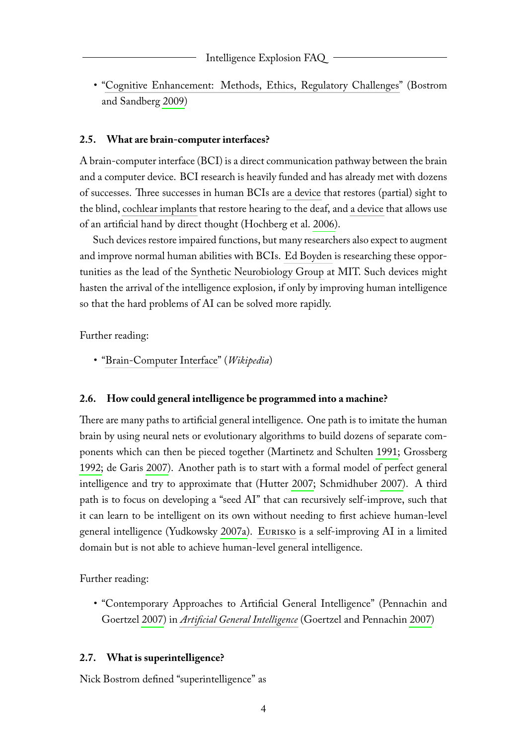- "Cognitive Enhancement: Methods, Ethics, Regulatory Challenges" (Bostrom and Sandberg 2009)

### 2.5. What are brain-computer interfaces?

A brain-computer interface (BCI) is a direct communication pathway between the brain and a computer device. BCI research is heavily funded and has already met with dozens of successes. Three successes in human BCIs are a device that restores (partial) sight to the blind, cochlear implants that restore hearing to the deaf, and a device that allows use of an artificial hand by direct thought (Hochberg et al. 2006).

Such devices restore impaired functions, but many researchers also expect to augment and improve normal human abilities with BCIs. Ed Boyden is researching these opportunities as the lead of the Synthetic Neurobiology Group at MIT. Such devices might hasten the arrival of the intelligence explosion, if only by improving human intelligence so that the hard problems of AI can be solved more rapidly.

Further reading:

- "Brain-Computer Interface" (*Wikipedia*)

### 2.6. How could general intelligence be programmed into a machine?

There are many paths to artificial general intelligence. One path is to imitate the human brain by using neural nets or evolutionary algorithms to build dozens of separate components which can then be pieced together (Martinetz and Schulten 1991; Grossberg 1992; de Garis 2007). Another path is to start with a formal model of perfect general intelligence and try to approximate that (Hutter 2007; Schmidhuber 2007). A third path is to focus on developing a "seed AI" that can recursively self-improve, such that it can learn to be intelligent on its own without needing to first achieve human-level general intelligence (Yudkowsky 2007a). Eurisko is a self-improving AI in a limited domain but is not able to achieve human-level general intelligence.

Further reading:

- "Contemporary Approaches to Artificial General Intelligence" (Pennachin and Goertzel 2007) in *Artificial General Intelligence* (Goertzel and Pennachin 2007)

### 2.7. What is superintelligence?

Nick Bostrom defined "superintelligence" as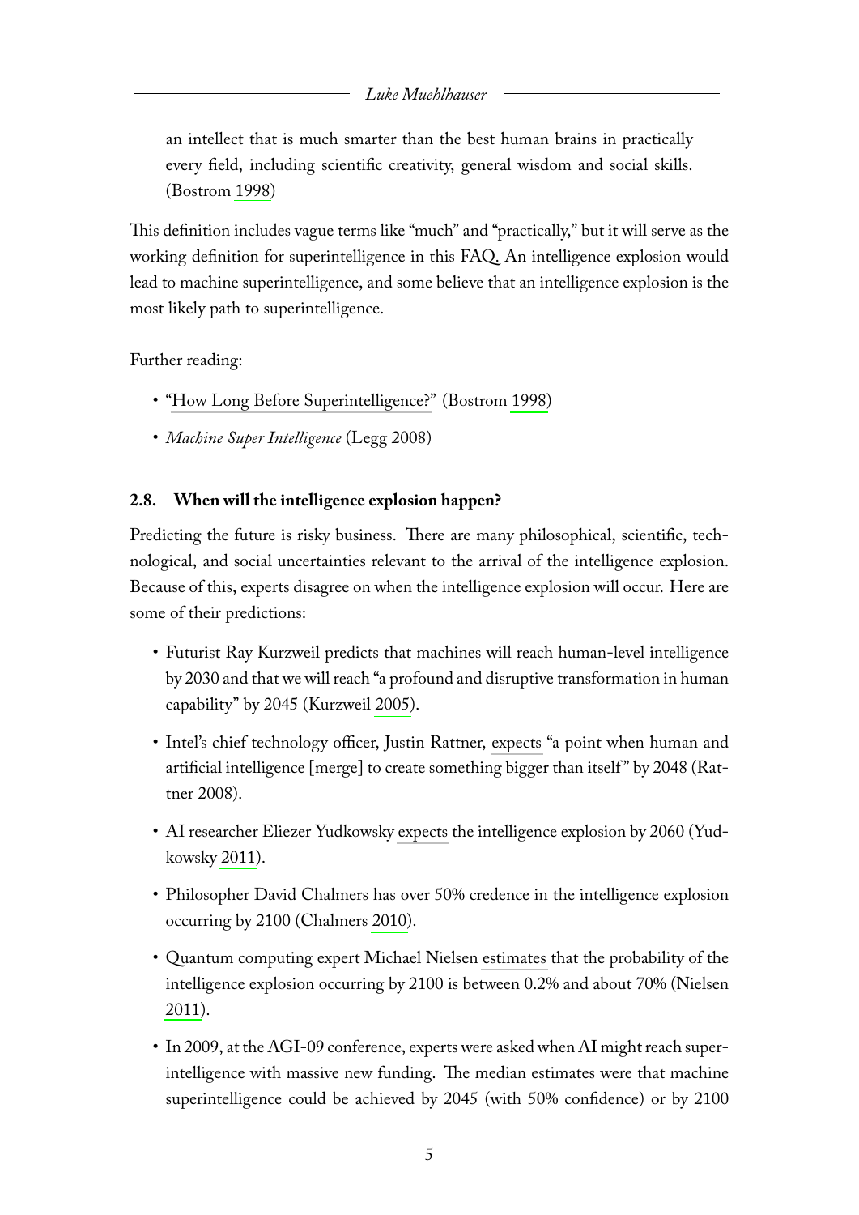> an intellect that is much smarter than the best human brains in practically every field, including scientific creativity, general wisdom and social skills. (Bostrom 1998)

This definition includes vague terms like "much" and "practically," but it will serve as the working definition for superintelligence in this FAQ. An intelligence explosion would lead to machine superintelligence, and some believe that an intelligence explosion is the most likely path to superintelligence.

Further reading:

- "How Long Before Superintelligence?" (Bostrom 1998)
- *Machine Super Intelligence* (Legg 2008)

### 2.8. When will the intelligence explosion happen?

Predicting the future is risky business. There are many philosophical, scientific, technological, and social uncertainties relevant to the arrival of the intelligence explosion. Because of this, experts disagree on when the intelligence explosion will occur. Here are some of their predictions:

- Futurist Ray Kurzweil predicts that machines will reach human-level intelligence by 2030 and that we will reach "a profound and disruptive transformation in human capability" by 2045 (Kurzweil 2005).
- Intel's chief technology officer, Justin Rattner, expects "a point when human and artificial intelligence [merge] to create something bigger than itself" by 2048 (Rattner 2008).
- AI researcher Eliezer Yudkowsky expects the intelligence explosion by 2060 (Yudkowsky 2011).
- Philosopher David Chalmers has over 50% credence in the intelligence explosion occurring by 2100 (Chalmers 2010).
- Quantum computing expert Michael Nielsen estimates that the probability of the intelligence explosion occurring by 2100 is between 0.2% and about 70% (Nielsen 2011).
- In 2009, at the AGI-09 conference, experts were asked when AI might reach superintelligence with massive new funding. The median estimates were that machine superintelligence could be achieved by 2045 (with 50% confidence) or by 2100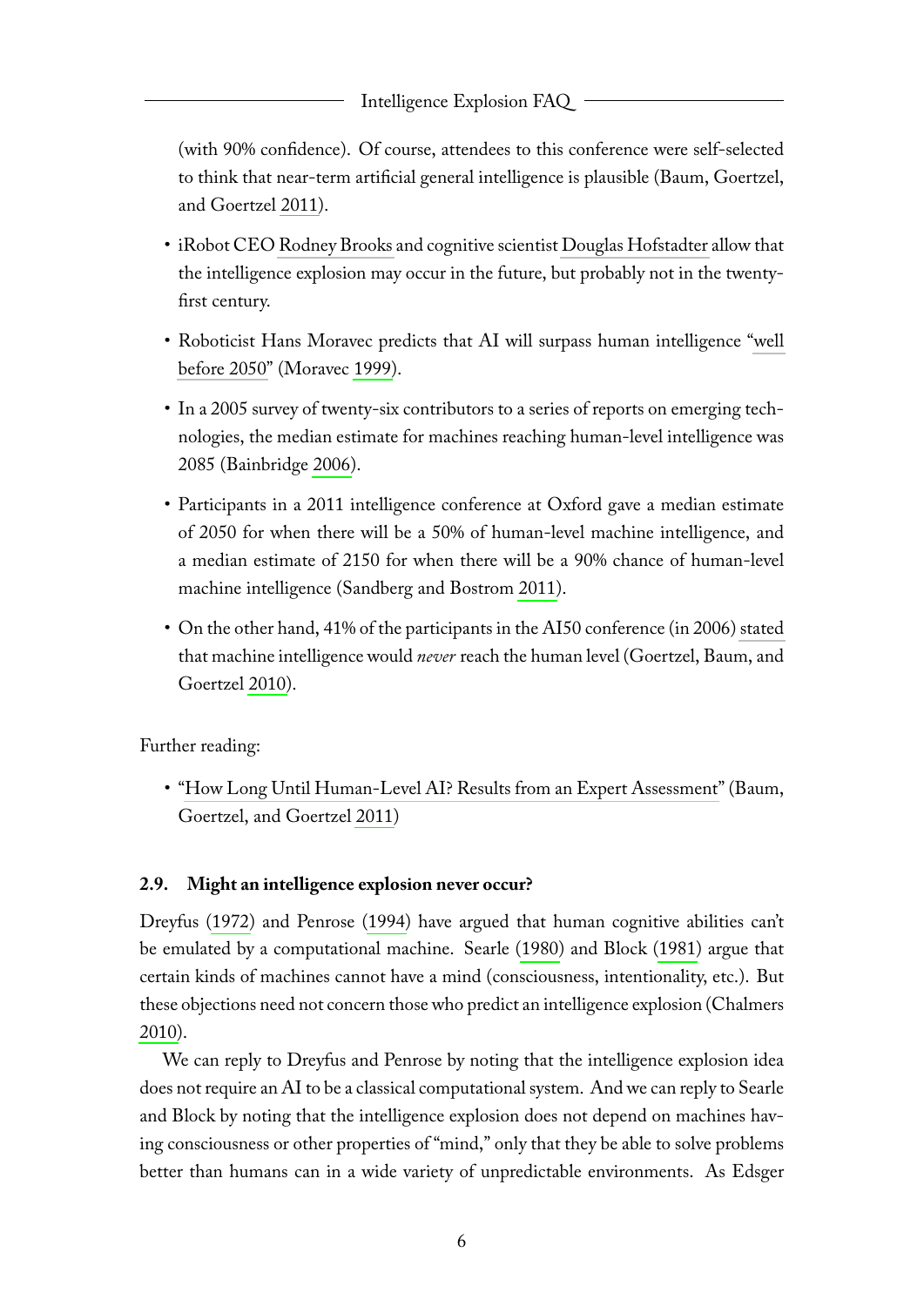(with 90% confidence). Of course, attendees to this conference were self-selected to think that near-term artificial general intelligence is plausible (Baum, Goertzel, and Goertzel 2011).

- iRobot CEO Rodney Brooks and cognitive scientist Douglas Hofstadter allow that the intelligence explosion may occur in the future, but probably not in the twenty-first century.
- Roboticist Hans Moravec predicts that AI will surpass human intelligence "well before 2050" (Moravec 1999).
- In a 2005 survey of twenty-six contributors to a series of reports on emerging technologies, the median estimate for machines reaching human-level intelligence was 2085 (Bainbridge 2006).
- Participants in a 2011 intelligence conference at Oxford gave a median estimate of 2050 for when there will be a 50% of human-level machine intelligence, and a median estimate of 2150 for when there will be a 90% chance of human-level machine intelligence (Sandberg and Bostrom 2011).
- On the other hand, 41% of the participants in the AI50 conference (in 2006) stated that machine intelligence would *never* reach the human level (Goertzel, Baum, and Goertzel 2010).

Further reading:

- "How Long Until Human-Level AI? Results from an Expert Assessment" (Baum, Goertzel, and Goertzel 2011)

### 2.9. Might an intelligence explosion never occur?

Dreyfus (1972) and Penrose (1994) have argued that human cognitive abilities can't be emulated by a computational machine. Searle (1980) and Block (1981) argue that certain kinds of machines cannot have a mind (consciousness, intentionality, etc.). But these objections need not concern those who predict an intelligence explosion (Chalmers 2010).

We can reply to Dreyfus and Penrose by noting that the intelligence explosion idea does not require an AI to be a classical computational system. And we can reply to Searle and Block by noting that the intelligence explosion does not depend on machines having consciousness or other properties of "mind," only that they be able to solve problems better than humans can in a wide variety of unpredictable environments. As Edsger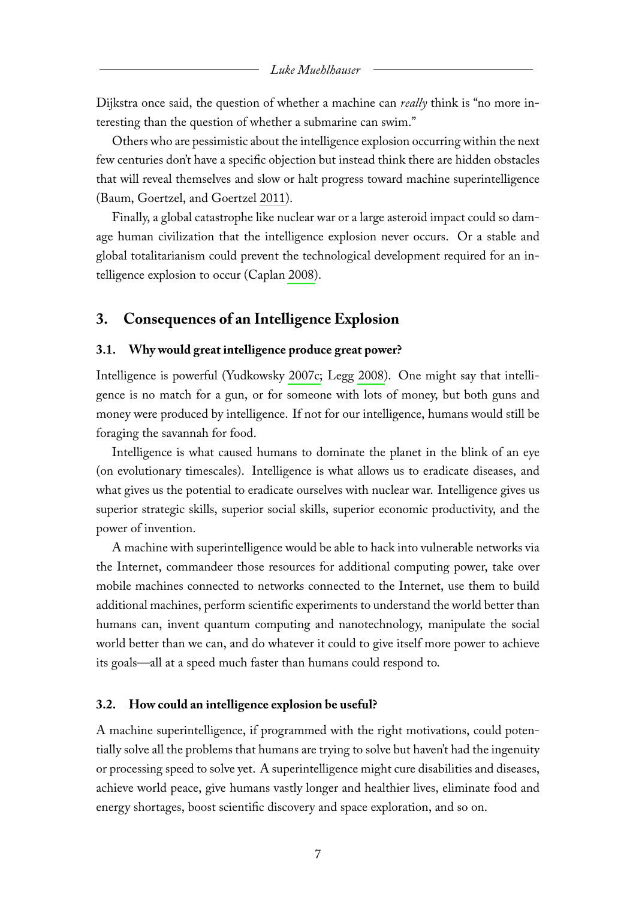Dijkstra once said, the question of whether a machine can *really* think is "no more interesting than the question of whether a submarine can swim."

Others who are pessimistic about the intelligence explosion occurring within the next few centuries don't have a specific objection but instead think there are hidden obstacles that will reveal themselves and slow or halt progress toward machine superintelligence (Baum, Goertzel, and Goertzel 2011).

Finally, a global catastrophe like nuclear war or a large asteroid impact could so damage human civilization that the intelligence explosion never occurs. Or a stable and global totalitarianism could prevent the technological development required for an intelligence explosion to occur (Caplan 2008).

## 3. Consequences of an Intelligence Explosion

### 3.1. Why would great intelligence produce great power?

Intelligence is powerful (Yudkowsky 2007c; Legg 2008). One might say that intelligence is no match for a gun, or for someone with lots of money, but both guns and money were produced by intelligence. If not for our intelligence, humans would still be foraging the savannah for food.

Intelligence is what caused humans to dominate the planet in the blink of an eye (on evolutionary timescales). Intelligence is what allows us to eradicate diseases, and what gives us the potential to eradicate ourselves with nuclear war. Intelligence gives us superior strategic skills, superior social skills, superior economic productivity, and the power of invention.

A machine with superintelligence would be able to hack into vulnerable networks via the Internet, commandeer those resources for additional computing power, take over mobile machines connected to networks connected to the Internet, use them to build additional machines, perform scientific experiments to understand the world better than humans can, invent quantum computing and nanotechnology, manipulate the social world better than we can, and do whatever it could to give itself more power to achieve its goals—all at a speed much faster than humans could respond to.

### 3.2. How could an intelligence explosion be useful?

A machine superintelligence, if programmed with the right motivations, could potentially solve all the problems that humans are trying to solve but haven't had the ingenuity or processing speed to solve yet. A superintelligence might cure disabilities and diseases, achieve world peace, give humans vastly longer and healthier lives, eliminate food and energy shortages, boost scientific discovery and space exploration, and so on.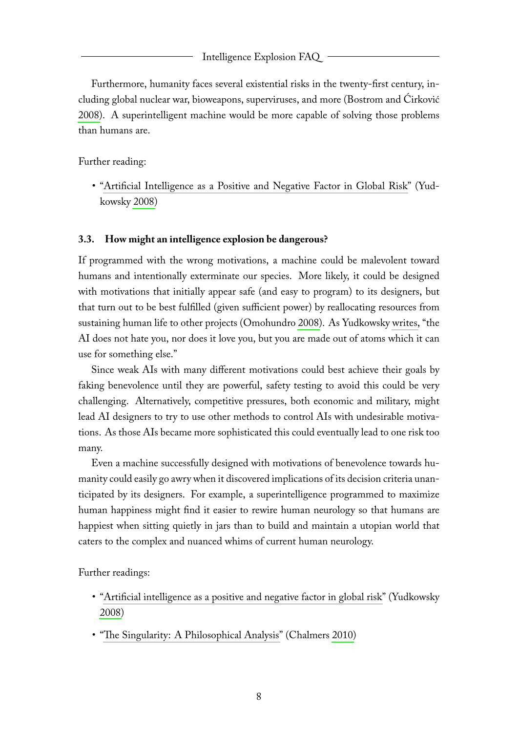Furthermore, humanity faces several existential risks in the twenty-first century, including global nuclear war, bioweapons, superviruses, and more (Bostrom and Ćirković 2008). A superintelligent machine would be more capable of solving those problems than humans are.

Further reading:

- "Artificial Intelligence as a Positive and Negative Factor in Global Risk" (Yudkowsky 2008)

### 3.3. How might an intelligence explosion be dangerous?

If programmed with the wrong motivations, a machine could be malevolent toward humans and intentionally exterminate our species. More likely, it could be designed with motivations that initially appear safe (and easy to program) to its designers, but that turn out to be best fulfilled (given sufficient power) by reallocating resources from sustaining human life to other projects (Omohundro 2008). As Yudkowsky writes, "the AI does not hate you, nor does it love you, but you are made out of atoms which it can use for something else."

Since weak AIs with many different motivations could best achieve their goals by faking benevolence until they are powerful, safety testing to avoid this could be very challenging. Alternatively, competitive pressures, both economic and military, might lead AI designers to try to use other methods to control AIs with undesirable motivations. As those AIs became more sophisticated this could eventually lead to one risk too many.

Even a machine successfully designed with motivations of benevolence towards humanity could easily go awry when it discovered implications of its decision criteria unanticipated by its designers. For example, a superintelligence programmed to maximize human happiness might find it easier to rewire human neurology so that humans are happiest when sitting quietly in jars than to build and maintain a utopian world that caters to the complex and nuanced whims of current human neurology.

Further readings:

- "Artificial intelligence as a positive and negative factor in global risk" (Yudkowsky 2008)
- "The Singularity: A Philosophical Analysis" (Chalmers 2010)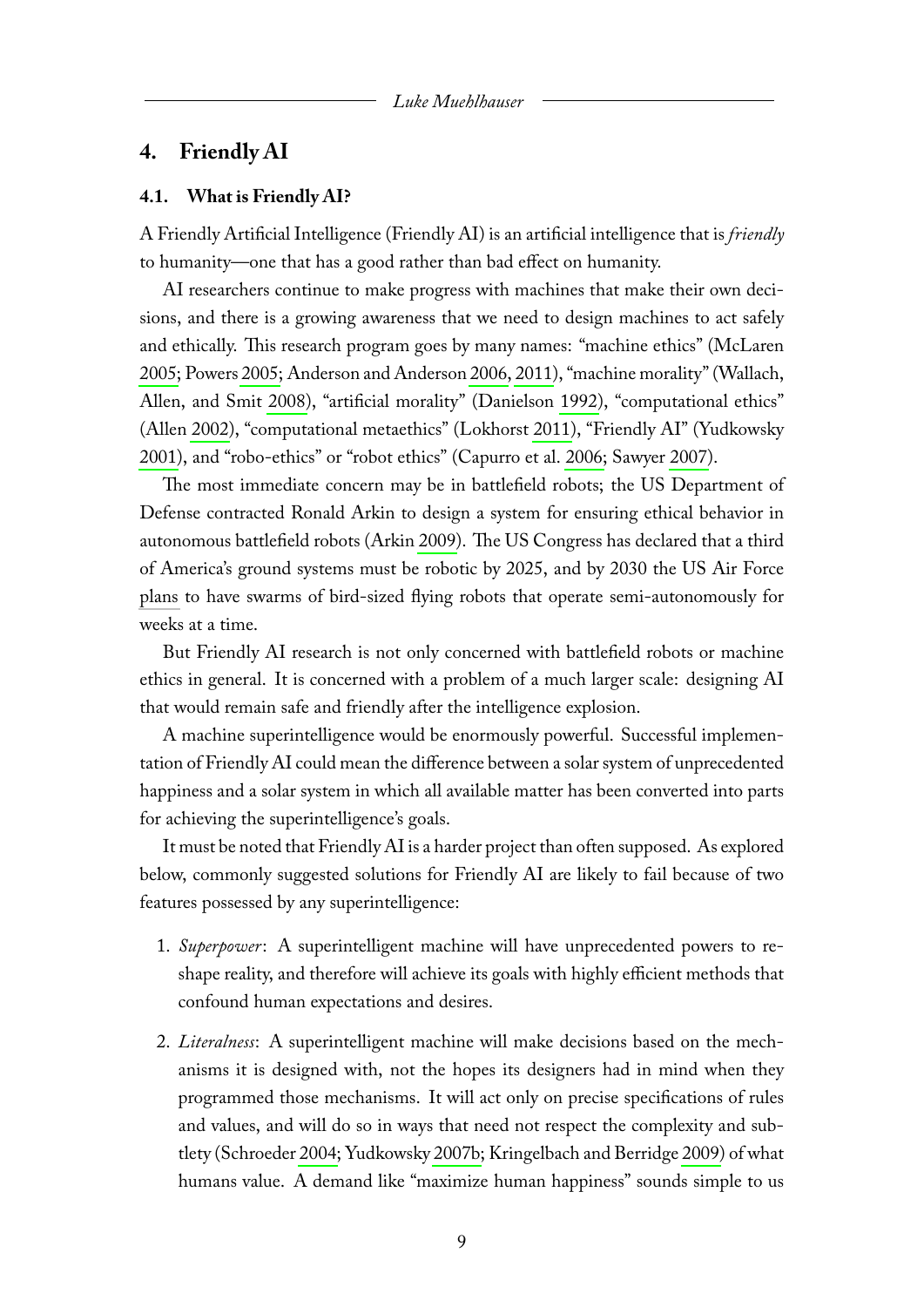## 4. Friendly AI

### 4.1. What is Friendly AI?

A Friendly Artificial Intelligence (Friendly AI) is an artificial intelligence that is *friendly* to humanity—one that has a good rather than bad effect on humanity.

AI researchers continue to make progress with machines that make their own decisions, and there is a growing awareness that we need to design machines to act safely and ethically. This research program goes by many names: "machine ethics" (McLaren 2005; Powers 2005; Anderson and Anderson 2006, 2011), "machine morality" (Wallach, Allen, and Smit 2008), "artificial morality" (Danielson 1992), "computational ethics" (Allen 2002), "computational metaethics" (Lokhorst 2011), "Friendly AI" (Yudkowsky 2001), and "robo-ethics" or "robot ethics" (Capurro et al. 2006; Sawyer 2007).

The most immediate concern may be in battlefield robots; the US Department of Defense contracted Ronald Arkin to design a system for ensuring ethical behavior in autonomous battlefield robots (Arkin 2009). The US Congress has declared that a third of America's ground systems must be robotic by 2025, and by 2030 the US Air Force plans to have swarms of bird-sized flying robots that operate semi-autonomously for weeks at a time.

But Friendly AI research is not only concerned with battlefield robots or machine ethics in general. It is concerned with a problem of a much larger scale: designing AI that would remain safe and friendly after the intelligence explosion.

A machine superintelligence would be enormously powerful. Successful implementation of Friendly AI could mean the difference between a solar system of unprecedented happiness and a solar system in which all available matter has been converted into parts for achieving the superintelligence's goals.

It must be noted that Friendly AI is a harder project than often supposed. As explored below, commonly suggested solutions for Friendly AI are likely to fail because of two features possessed by any superintelligence:

1. *Superpower*: A superintelligent machine will have unprecedented powers to reshape reality, and therefore will achieve its goals with highly efficient methods that confound human expectations and desires.

2. *Literalness*: A superintelligent machine will make decisions based on the mechanisms it is designed with, not the hopes its designers had in mind when they programmed those mechanisms. It will act only on precise specifications of rules and values, and will do so in ways that need not respect the complexity and subtlety (Schroeder 2004; Yudkowsky 2007b; Kringelbach and Berridge 2009) of what humans value. A demand like "maximize human happiness" sounds simple to us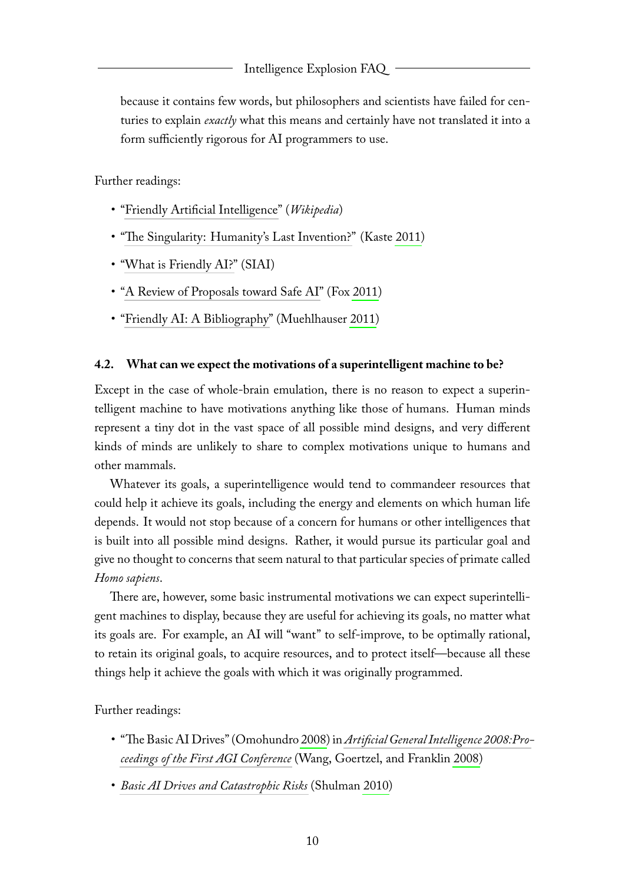because it contains few words, but philosophers and scientists have failed for centuries to explain *exactly* what this means and certainly have not translated it into a form sufficiently rigorous for AI programmers to use.

Further readings:

- "Friendly Artificial Intelligence" (*Wikipedia*)
- "The Singularity: Humanity's Last Invention?" (Kaste 2011)
- "What is Friendly AI?" (SIAI)
- "A Review of Proposals toward Safe AI" (Fox 2011)
- "Friendly AI: A Bibliography" (Muehlhauser 2011)

### 4.2. What can we expect the motivations of a superintelligent machine to be?

Except in the case of whole-brain emulation, there is no reason to expect a superintelligent machine to have motivations anything like those of humans. Human minds represent a tiny dot in the vast space of all possible mind designs, and very different kinds of minds are unlikely to share to complex motivations unique to humans and other mammals.

Whatever its goals, a superintelligence would tend to commandeer resources that could help it achieve its goals, including the energy and elements on which human life depends. It would not stop because of a concern for humans or other intelligences that is built into all possible mind designs. Rather, it would pursue its particular goal and give no thought to concerns that seem natural to that particular species of primate called *Homo sapiens*.

There are, however, some basic instrumental motivations we can expect superintelligent machines to display, because they are useful for achieving its goals, no matter what its goals are. For example, an AI will "want" to self-improve, to be optimally rational, to retain its original goals, to acquire resources, and to protect itself—because all these things help it achieve the goals with which it was originally programmed.

Further readings:

- "The Basic AI Drives" (Omohundro 2008) in *Artificial General Intelligence 2008: Proceedings of the First AGI Conference* (Wang, Goertzel, and Franklin 2008)
- *Basic AI Drives and Catastrophic Risks* (Shulman 2010)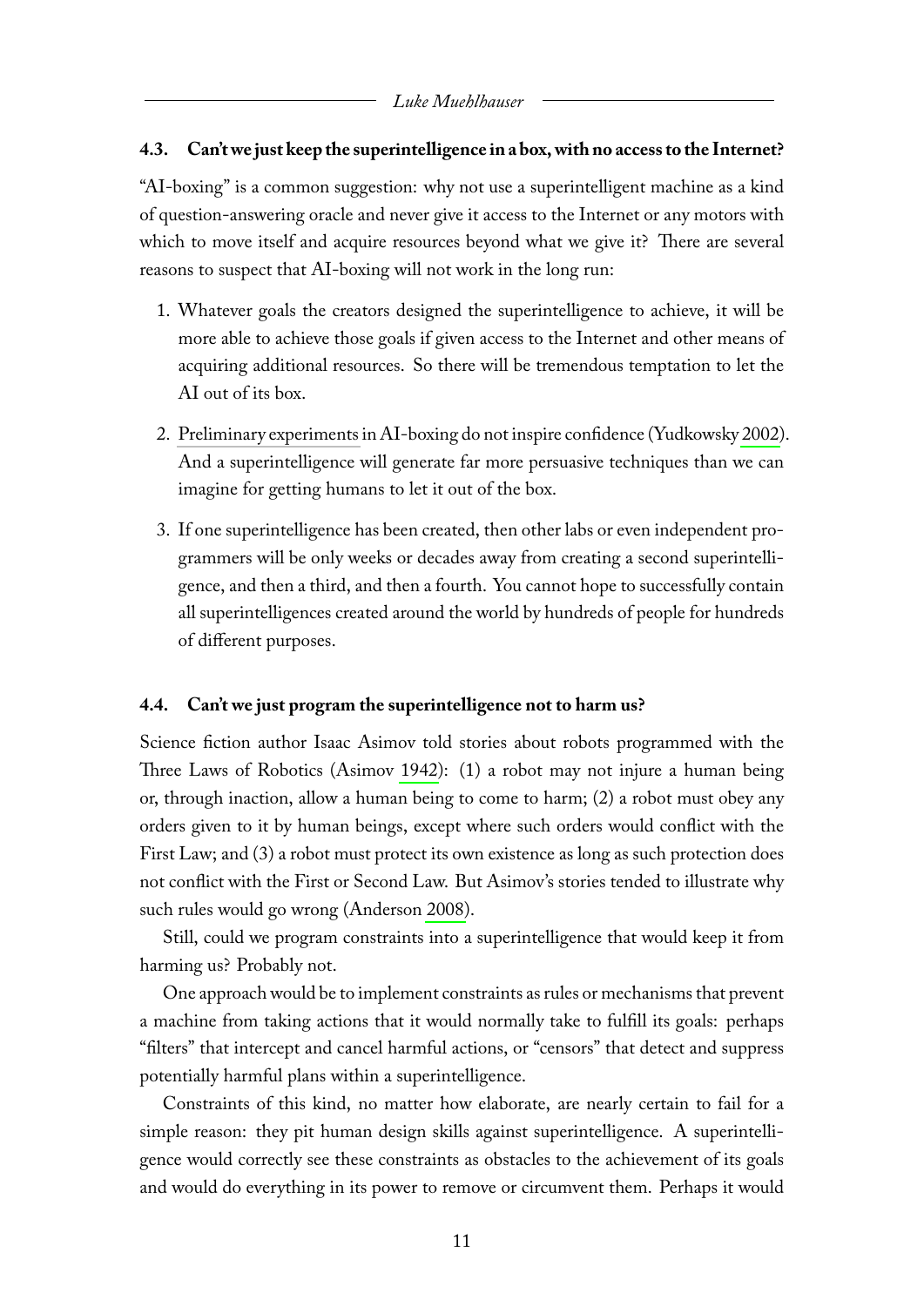### 4.3. Can't we just keep the superintelligence in a box, with no access to the Internet?

"AI-boxing" is a common suggestion: why not use a superintelligent machine as a kind of question-answering oracle and never give it access to the Internet or any motors with which to move itself and acquire resources beyond what we give it? There are several reasons to suspect that AI-boxing will not work in the long run:

1. Whatever goals the creators designed the superintelligence to achieve, it will be more able to achieve those goals if given access to the Internet and other means of acquiring additional resources. So there will be tremendous temptation to let the AI out of its box.
2. Preliminary experiments in AI-boxing do not inspire confidence (Yudkowsky 2002). And a superintelligence will generate far more persuasive techniques than we can imagine for getting humans to let it out of the box.
3. If one superintelligence has been created, then other labs or even independent programmers will be only weeks or decades away from creating a second superintelligence, and then a third, and then a fourth. You cannot hope to successfully contain all superintelligences created around the world by hundreds of people for hundreds of different purposes.

### 4.4. Can't we just program the superintelligence not to harm us?

Science fiction author Isaac Asimov told stories about robots programmed with the Three Laws of Robotics (Asimov 1942): (1) a robot may not injure a human being or, through inaction, allow a human being to come to harm; (2) a robot must obey any orders given to it by human beings, except where such orders would conflict with the First Law; and (3) a robot must protect its own existence as long as such protection does not conflict with the First or Second Law. But Asimov's stories tended to illustrate why such rules would go wrong (Anderson 2008).

Still, could we program constraints into a superintelligence that would keep it from harming us? Probably not.

One approach would be to implement constraints as rules or mechanisms that prevent a machine from taking actions that it would normally take to fulfill its goals: perhaps "filters" that intercept and cancel harmful actions, or "censors" that detect and suppress potentially harmful plans within a superintelligence.

Constraints of this kind, no matter how elaborate, are nearly certain to fail for a simple reason: they pit human design skills against superintelligence. A superintelligence would correctly see these constraints as obstacles to the achievement of its goals and would do everything in its power to remove or circumvent them. Perhaps it would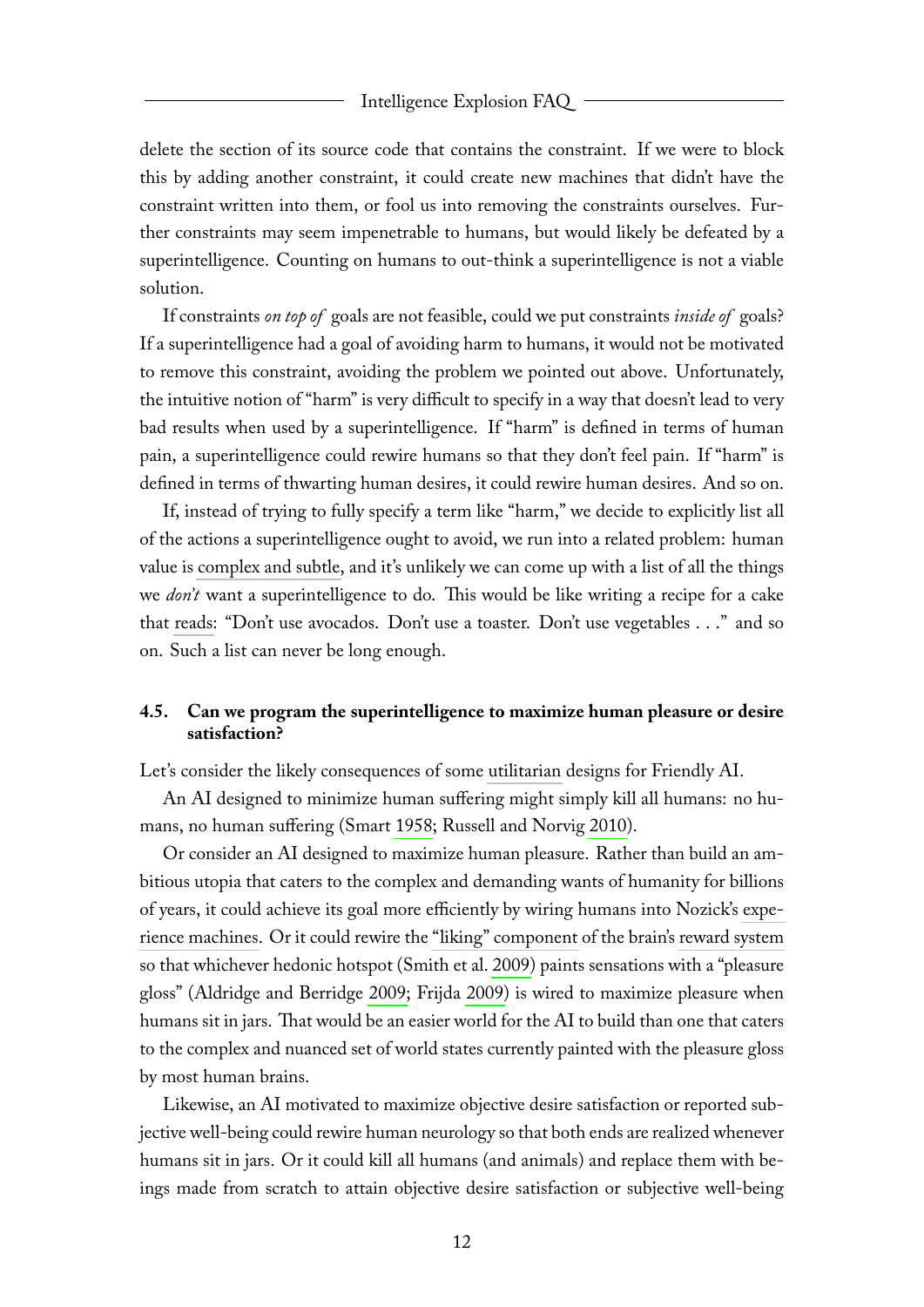delete the section of its source code that contains the constraint. If we were to block this by adding another constraint, it could create new machines that didn't have the constraint written into them, or fool us into removing the constraints ourselves. Further constraints may seem impenetrable to humans, but would likely be defeated by a superintelligence. Counting on humans to out-think a superintelligence is not a viable solution.

If constraints *on top of* goals are not feasible, could we put constraints *inside of* goals? If a superintelligence had a goal of avoiding harm to humans, it would not be motivated to remove this constraint, avoiding the problem we pointed out above. Unfortunately, the intuitive notion of "harm" is very difficult to specify in a way that doesn't lead to very bad results when used by a superintelligence. If "harm" is defined in terms of human pain, a superintelligence could rewire humans so that they don't feel pain. If "harm" is defined in terms of thwarting human desires, it could rewire human desires. And so on.

If, instead of trying to fully specify a term like "harm," we decide to explicitly list all of the actions a superintelligence ought to avoid, we run into a related problem: human value is complex and subtle, and it's unlikely we can come up with a list of all the things we *don't* want a superintelligence to do. This would be like writing a recipe for a cake that reads: "Don't use avocados. Don't use a toaster. Don't use vegetables . . ." and so on. Such a list can never be long enough.

### 4.5. Can we program the superintelligence to maximize human pleasure or desire satisfaction?

Let's consider the likely consequences of some utilitarian designs for Friendly AI.

An AI designed to minimize human suffering might simply kill all humans: no humans, no human suffering (Smart 1958; Russell and Norvig 2010).

Or consider an AI designed to maximize human pleasure. Rather than build an ambitious utopia that caters to the complex and demanding wants of humanity for billions of years, it could achieve its goal more efficiently by wiring humans into Nozick's experience machines. Or it could rewire the "liking" component of the brain's reward system so that whichever hedonic hotspot (Smith et al. 2009) paints sensations with a "pleasure gloss" (Aldridge and Berridge 2009; Frijda 2009) is wired to maximize pleasure when humans sit in jars. That would be an easier world for the AI to build than one that caters to the complex and nuanced set of world states currently painted with the pleasure gloss by most human brains.

Likewise, an AI motivated to maximize objective desire satisfaction or reported subjective well-being could rewire human neurology so that both ends are realized whenever humans sit in jars. Or it could kill all humans (and animals) and replace them with beings made from scratch to attain objective desire satisfaction or subjective well-being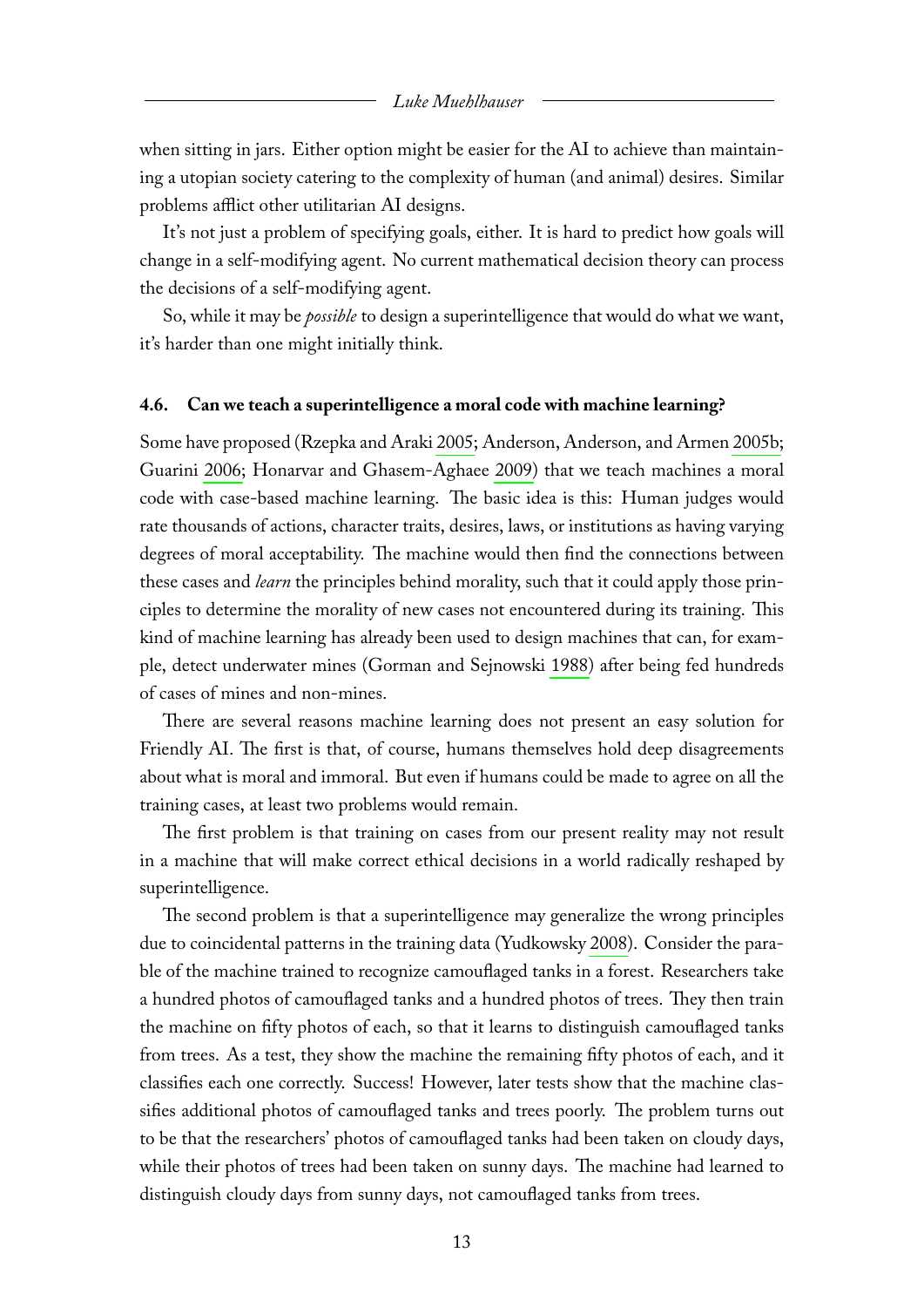when sitting in jars. Either option might be easier for the AI to achieve than maintaining a utopian society catering to the complexity of human (and animal) desires. Similar problems afflict other utilitarian AI designs.

It's not just a problem of specifying goals, either. It is hard to predict how goals will change in a self-modifying agent. No current mathematical decision theory can process the decisions of a self-modifying agent.

So, while it may be *possible* to design a superintelligence that would do what we want, it's harder than one might initially think.

### 4.6. Can we teach a superintelligence a moral code with machine learning?

Some have proposed (Rzepka and Araki 2005; Anderson, Anderson, and Armen 2005b; Guarini 2006; Honarvar and Ghasem-Aghaee 2009) that we teach machines a moral code with case-based machine learning. The basic idea is this: Human judges would rate thousands of actions, character traits, desires, laws, or institutions as having varying degrees of moral acceptability. The machine would then find the connections between these cases and *learn* the principles behind morality, such that it could apply those principles to determine the morality of new cases not encountered during its training. This kind of machine learning has already been used to design machines that can, for example, detect underwater mines (Gorman and Sejnowski 1988) after being fed hundreds of cases of mines and non-mines.

There are several reasons machine learning does not present an easy solution for Friendly AI. The first is that, of course, humans themselves hold deep disagreements about what is moral and immoral. But even if humans could be made to agree on all the training cases, at least two problems would remain.

The first problem is that training on cases from our present reality may not result in a machine that will make correct ethical decisions in a world radically reshaped by superintelligence.

The second problem is that a superintelligence may generalize the wrong principles due to coincidental patterns in the training data (Yudkowsky 2008). Consider the parable of the machine trained to recognize camouflaged tanks in a forest. Researchers take a hundred photos of camouflaged tanks and a hundred photos of trees. They then train the machine on fifty photos of each, so that it learns to distinguish camouflaged tanks from trees. As a test, they show the machine the remaining fifty photos of each, and it classifies each one correctly. Success! However, later tests show that the machine classifies additional photos of camouflaged tanks and trees poorly. The problem turns out to be that the researchers' photos of camouflaged tanks had been taken on cloudy days, while their photos of trees had been taken on sunny days. The machine had learned to distinguish cloudy days from sunny days, not camouflaged tanks from trees.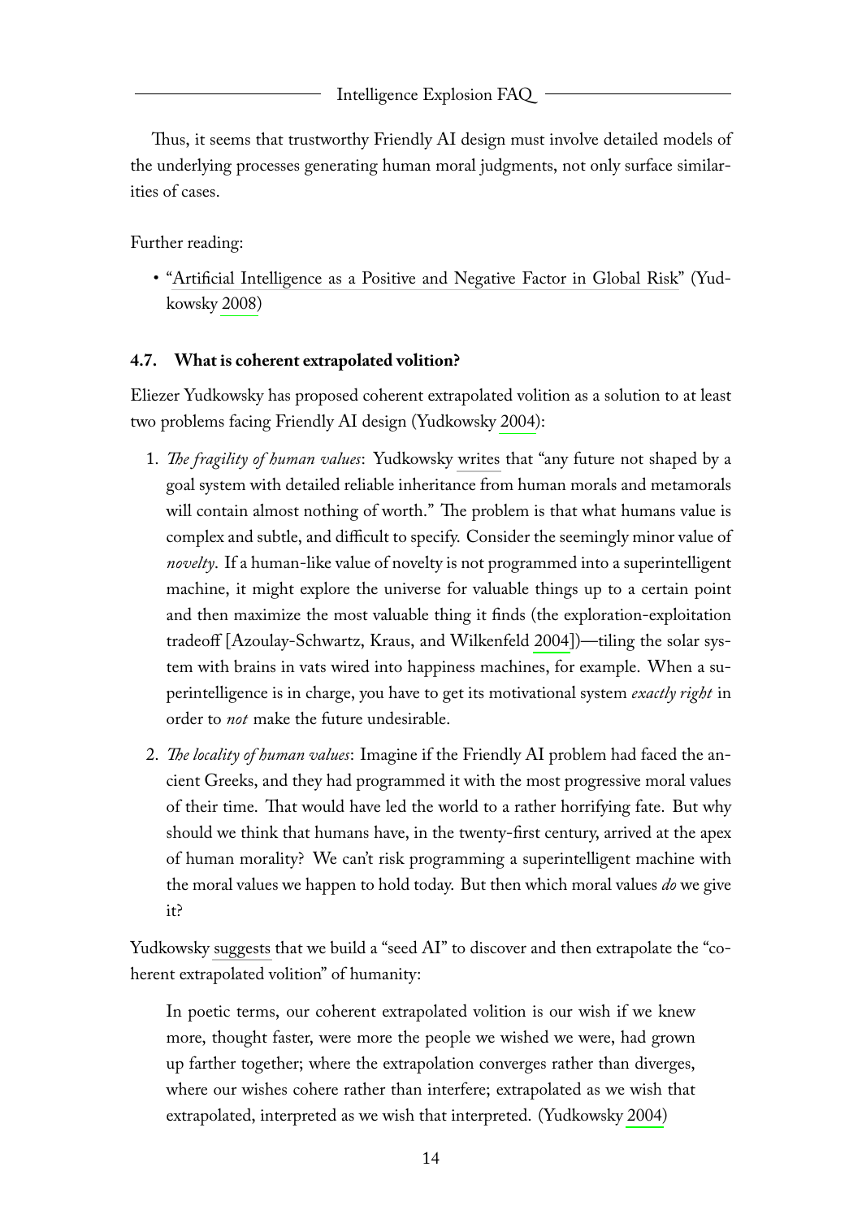Thus, it seems that trustworthy Friendly AI design must involve detailed models of the underlying processes generating human moral judgments, not only surface similarities of cases.

Further reading:

- "Artificial Intelligence as a Positive and Negative Factor in Global Risk" (Yudkowsky 2008)

### 4.7. What is coherent extrapolated volition?

Eliezer Yudkowsky has proposed coherent extrapolated volition as a solution to at least two problems facing Friendly AI design (Yudkowsky 2004):

1. *The fragility of human values*: Yudkowsky writes that "any future not shaped by a goal system with detailed reliable inheritance from human morals and metamorals will contain almost nothing of worth." The problem is that what humans value is complex and subtle, and difficult to specify. Consider the seemingly minor value of *novelty*. If a human-like value of novelty is not programmed into a superintelligent machine, it might explore the universe for valuable things up to a certain point and then maximize the most valuable thing it finds (the exploration-exploitation tradeoff [Azoulay-Schwartz, Kraus, and Wilkenfeld 2004])—tiling the solar system with brains in vats wired into happiness machines, for example. When a superintelligence is in charge, you have to get its motivational system *exactly right* in order to *not* make the future undesirable.

2. *The locality of human values*: Imagine if the Friendly AI problem had faced the ancient Greeks, and they had programmed it with the most progressive moral values of their time. That would have led the world to a rather horrifying fate. But why should we think that humans have, in the twenty-first century, arrived at the apex of human morality? We can't risk programming a superintelligent machine with the moral values we happen to hold today. But then which moral values *do* we give it?

Yudkowsky suggests that we build a "seed AI" to discover and then extrapolate the "coherent extrapolated volition" of humanity:

> In poetic terms, our coherent extrapolated volition is our wish if we knew more, thought faster, were more the people we wished we were, had grown up farther together; where the extrapolation converges rather than diverges, where our wishes cohere rather than interfere; extrapolated as we wish that extrapolated, interpreted as we wish that interpreted. (Yudkowsky 2004)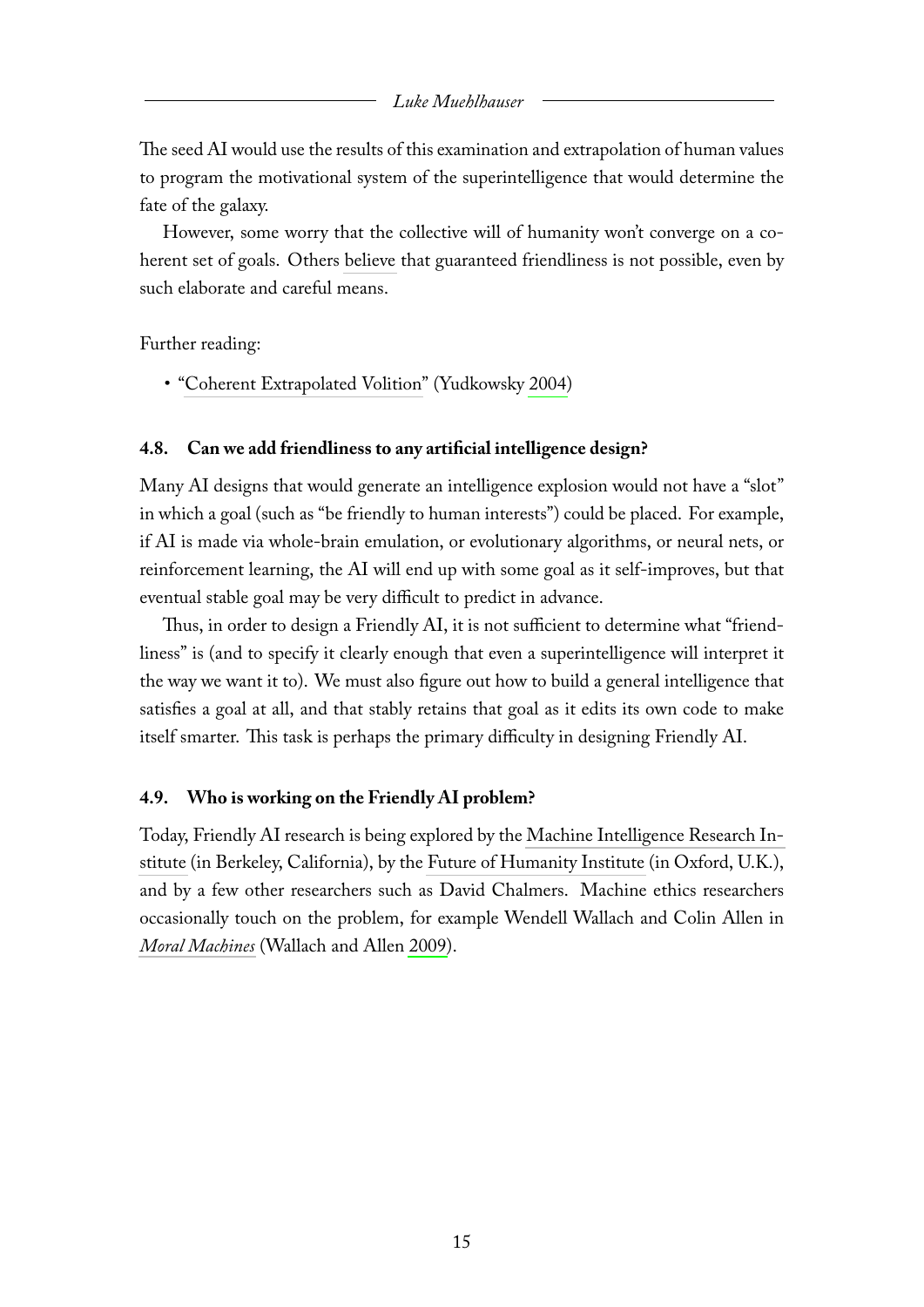The seed AI would use the results of this examination and extrapolation of human values to program the motivational system of the superintelligence that would determine the fate of the galaxy.

However, some worry that the collective will of humanity won't converge on a coherent set of goals. Others believe that guaranteed friendliness is not possible, even by such elaborate and careful means.

Further reading:

- "Coherent Extrapolated Volition" (Yudkowsky 2004)

### 4.8. Can we add friendliness to any artificial intelligence design?

Many AI designs that would generate an intelligence explosion would not have a "slot" in which a goal (such as "be friendly to human interests") could be placed. For example, if AI is made via whole-brain emulation, or evolutionary algorithms, or neural nets, or reinforcement learning, the AI will end up with some goal as it self-improves, but that eventual stable goal may be very difficult to predict in advance.

Thus, in order to design a Friendly AI, it is not sufficient to determine what "friendliness" is (and to specify it clearly enough that even a superintelligence will interpret it the way we want it to). We must also figure out how to build a general intelligence that satisfies a goal at all, and that stably retains that goal as it edits its own code to make itself smarter. This task is perhaps the primary difficulty in designing Friendly AI.

### 4.9. Who is working on the Friendly AI problem?

Today, Friendly AI research is being explored by the Machine Intelligence Research Institute (in Berkeley, California), by the Future of Humanity Institute (in Oxford, U.K.), and by a few other researchers such as David Chalmers. Machine ethics researchers occasionally touch on the problem, for example Wendell Wallach and Colin Allen in *Moral Machines* (Wallach and Allen 2009).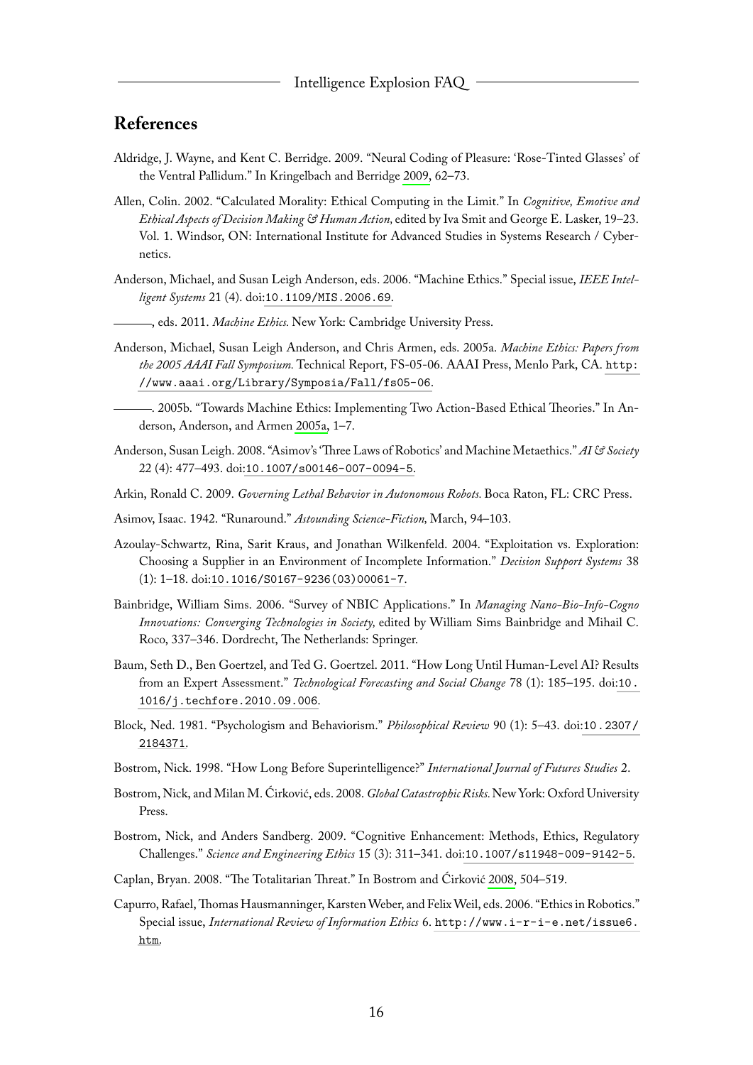## References

Aldridge, J. Wayne, and Kent C. Berridge. 2009. "Neural Coding of Pleasure: 'Rose-Tinted Glasses' of the Ventral Pallidum." In Kringelbach and Berridge 2009, 62–73.

Allen, Colin. 2002. "Calculated Morality: Ethical Computing in the Limit." In *Cognitive, Emotive and Ethical Aspects of Decision Making & Human Action,* edited by Iva Smit and George E. Lasker, 19–23. Vol. 1. Windsor, ON: International Institute for Advanced Studies in Systems Research / Cybernetics.

Anderson, Michael, and Susan Leigh Anderson, eds. 2006. "Machine Ethics." Special issue, *IEEE Intelligent Systems* 21 (4). doi:10.1109/MIS.2006.69.

———, eds. 2011. *Machine Ethics.* New York: Cambridge University Press.

Anderson, Michael, Susan Leigh Anderson, and Chris Armen, eds. 2005a. *Machine Ethics: Papers from the 2005 AAAI Fall Symposium.* Technical Report, FS-05-06. AAAI Press, Menlo Park, CA. http://www.aaai.org/Library/Symposia/Fall/fs05-06.

———. 2005b. "Towards Machine Ethics: Implementing Two Action-Based Ethical Theories." In Anderson, Anderson, and Armen 2005a, 1–7.

Anderson, Susan Leigh. 2008. "Asimov's 'Three Laws of Robotics' and Machine Metaethics." *AI & Society* 22 (4): 477–493. doi:10.1007/s00146-007-0094-5.

Arkin, Ronald C. 2009. *Governing Lethal Behavior in Autonomous Robots.* Boca Raton, FL: CRC Press.

Asimov, Isaac. 1942. "Runaround." *Astounding Science-Fiction,* March, 94–103.

Azoulay-Schwartz, Rina, Sarit Kraus, and Jonathan Wilkenfeld. 2004. "Exploitation vs. Exploration: Choosing a Supplier in an Environment of Incomplete Information." *Decision Support Systems* 38 (1): 1–18. doi:10.1016/S0167-9236(03)00061-7.

Bainbridge, William Sims. 2006. "Survey of NBIC Applications." In *Managing Nano-Bio-Info-Cogno Innovations: Converging Technologies in Society,* edited by William Sims Bainbridge and Mihail C. Roco, 337–346. Dordrecht, The Netherlands: Springer.

Baum, Seth D., Ben Goertzel, and Ted G. Goertzel. 2011. "How Long Until Human-Level AI? Results from an Expert Assessment." *Technological Forecasting and Social Change* 78 (1): 185–195. doi:10.1016/j.techfore.2010.09.006.

Block, Ned. 1981. "Psychologism and Behaviorism." *Philosophical Review* 90 (1): 5–43. doi:10.2307/2184371.

Bostrom, Nick. 1998. "How Long Before Superintelligence?" *International Journal of Futures Studies* 2.

Bostrom, Nick, and Milan M. Ćirković, eds. 2008. *Global Catastrophic Risks.* New York: Oxford University Press.

Bostrom, Nick, and Anders Sandberg. 2009. "Cognitive Enhancement: Methods, Ethics, Regulatory Challenges." *Science and Engineering Ethics* 15 (3): 311–341. doi:10.1007/s11948-009-9142-5.

Caplan, Bryan. 2008. "The Totalitarian Threat." In Bostrom and Ćirković 2008, 504–519.

Capurro, Rafael, Thomas Hausmanninger, Karsten Weber, and Felix Weil, eds. 2006. "Ethics in Robotics." Special issue, *International Review of Information Ethics* 6. http://www.i-r-i-e.net/issue6.htm.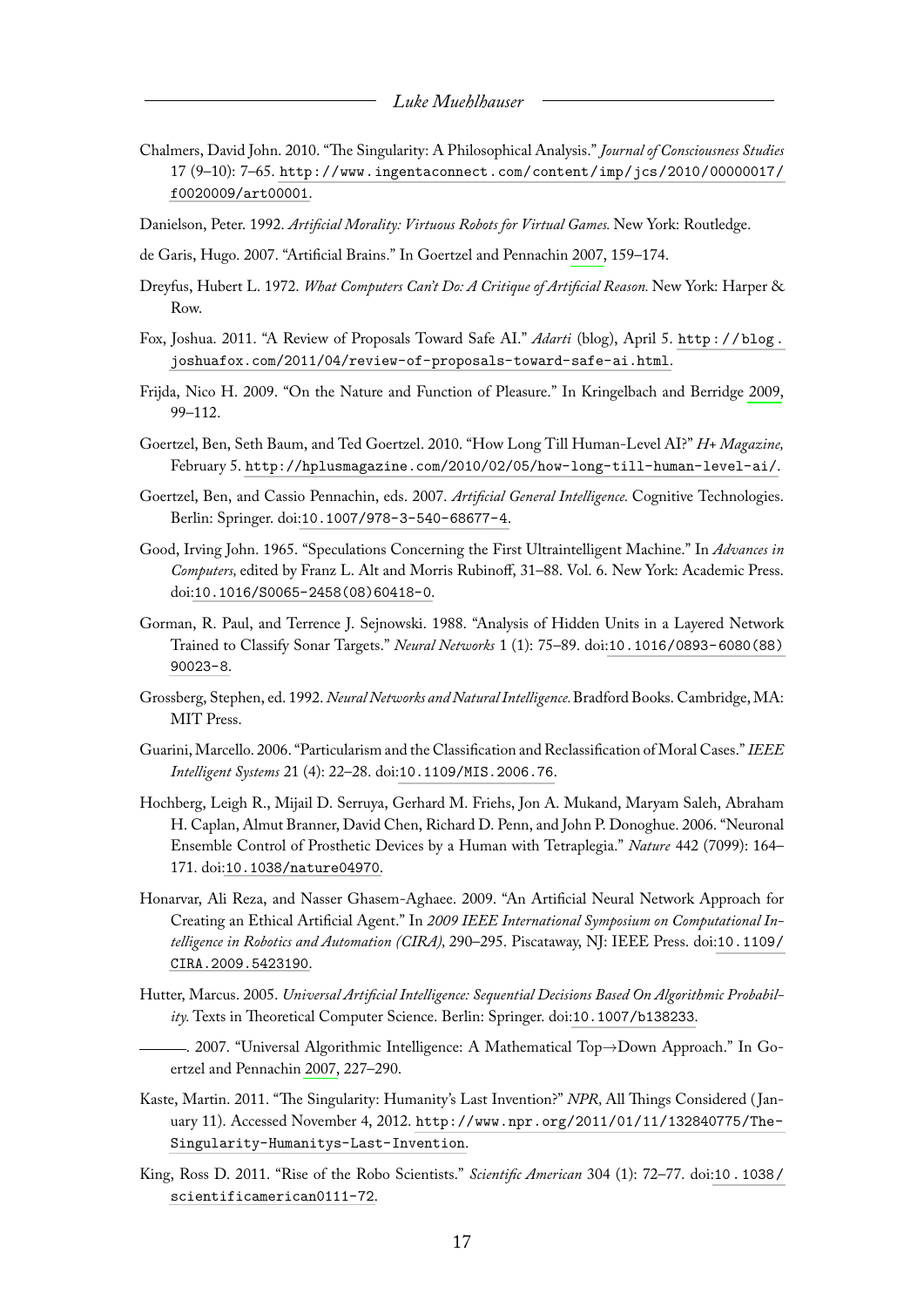Chalmers, David John. 2010. "The Singularity: A Philosophical Analysis." *Journal of Consciousness Studies* 17 (9–10): 7–65. http://www.ingentaconnect.com/content/imp/jcs/2010/00000017/f0020009/art00001.

Danielson, Peter. 1992. *Artificial Morality: Virtuous Robots for Virtual Games.* New York: Routledge.

de Garis, Hugo. 2007. "Artificial Brains." In Goertzel and Pennachin 2007, 159–174.

Dreyfus, Hubert L. 1972. *What Computers Can't Do: A Critique of Artificial Reason.* New York: Harper & Row.

Fox, Joshua. 2011. "A Review of Proposals Toward Safe AI." *Adarti* (blog), April 5. http://blog.joshuafox.com/2011/04/review-of-proposals-toward-safe-ai.html.

Frijda, Nico H. 2009. "On the Nature and Function of Pleasure." In Kringelbach and Berridge 2009, 99–112.

Goertzel, Ben, Seth Baum, and Ted Goertzel. 2010. "How Long Till Human-Level AI?" *H+ Magazine,* February 5. http://hplusmagazine.com/2010/02/05/how-long-till-human-level-ai/.

Goertzel, Ben, and Cassio Pennachin, eds. 2007. *Artificial General Intelligence.* Cognitive Technologies. Berlin: Springer. doi:10.1007/978-3-540-68677-4.

Good, Irving John. 1965. "Speculations Concerning the First Ultraintelligent Machine." In *Advances in Computers,* edited by Franz L. Alt and Morris Rubinoff, 31–88. Vol. 6. New York: Academic Press. doi:10.1016/S0065-2458(08)60418-0.

Gorman, R. Paul, and Terrence J. Sejnowski. 1988. "Analysis of Hidden Units in a Layered Network Trained to Classify Sonar Targets." *Neural Networks* 1 (1): 75–89. doi:10.1016/0893-6080(88)90023-8.

Grossberg, Stephen, ed. 1992. *Neural Networks and Natural Intelligence.* Bradford Books. Cambridge, MA: MIT Press.

Guarini, Marcello. 2006. "Particularism and the Classification and Reclassification of Moral Cases." *IEEE Intelligent Systems* 21 (4): 22–28. doi:10.1109/MIS.2006.76.

Hochberg, Leigh R., Mijail D. Serruya, Gerhard M. Friehs, Jon A. Mukand, Maryam Saleh, Abraham H. Caplan, Almut Branner, David Chen, Richard D. Penn, and John P. Donoghue. 2006. "Neuronal Ensemble Control of Prosthetic Devices by a Human with Tetraplegia." *Nature* 442 (7099): 164–171. doi:10.1038/nature04970.

Honarvar, Ali Reza, and Nasser Ghasem-Aghaee. 2009. "An Artificial Neural Network Approach for Creating an Ethical Artificial Agent." In *2009 IEEE International Symposium on Computational Intelligence in Robotics and Automation (CIRA),* 290–295. Piscataway, NJ: IEEE Press. doi:10.1109/CIRA.2009.5423190.

Hutter, Marcus. 2005. *Universal Artificial Intelligence: Sequential Decisions Based On Algorithmic Probability.* Texts in Theoretical Computer Science. Berlin: Springer. doi:10.1007/b138233.

———. 2007. "Universal Algorithmic Intelligence: A Mathematical Top→Down Approach." In Goertzel and Pennachin 2007, 227–290.

Kaste, Martin. 2011. "The Singularity: Humanity's Last Invention?" *NPR,* All Things Considered (January 11). Accessed November 4, 2012. http://www.npr.org/2011/01/11/132840775/The-Singularity-Humanitys-Last-Invention.

King, Ross D. 2011. "Rise of the Robo Scientists." *Scientific American* 304 (1): 72–77. doi:10.1038/scientificamerican0111-72.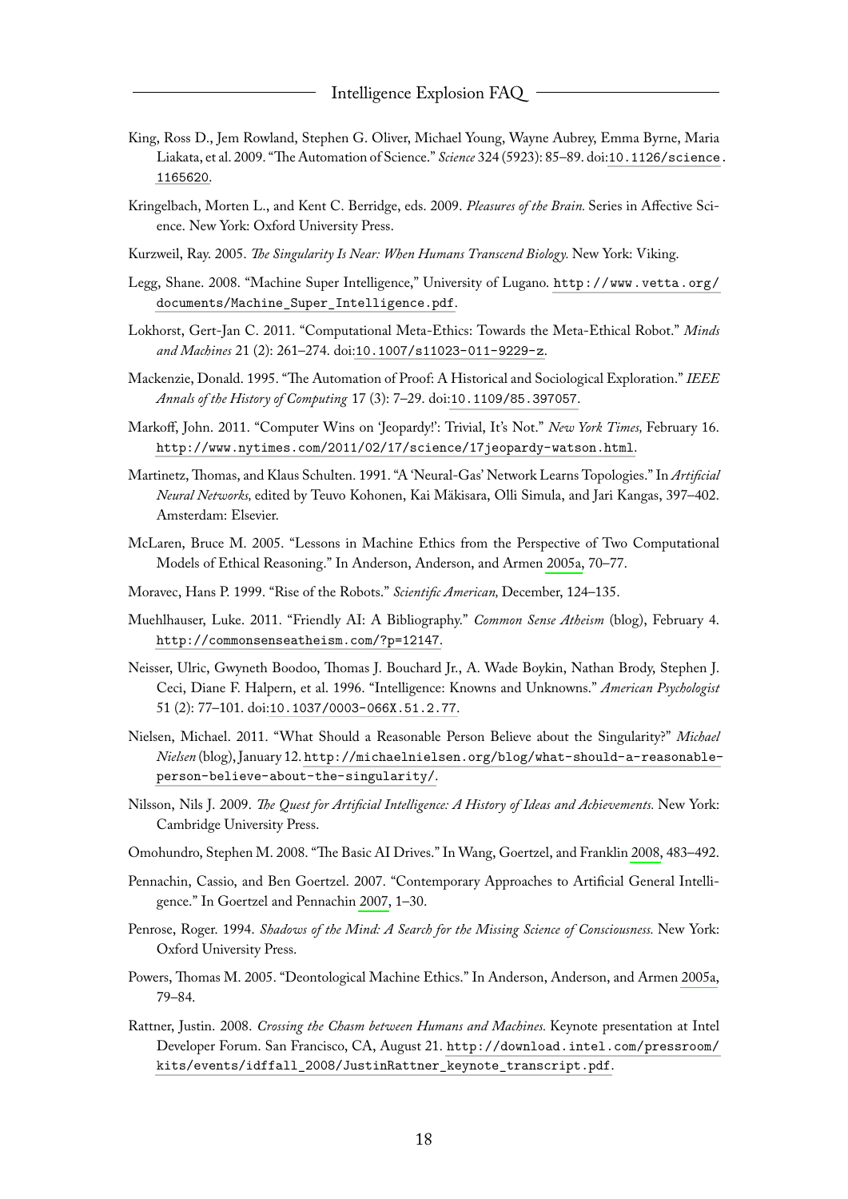King, Ross D., Jem Rowland, Stephen G. Oliver, Michael Young, Wayne Aubrey, Emma Byrne, Maria Liakata, et al. 2009. "The Automation of Science." *Science* 324 (5923): 85–89. doi:10.1126/science.1165620.

Kringelbach, Morten L., and Kent C. Berridge, eds. 2009. *Pleasures of the Brain.* Series in Affective Science. New York: Oxford University Press.

Kurzweil, Ray. 2005. *The Singularity Is Near: When Humans Transcend Biology.* New York: Viking.

Legg, Shane. 2008. "Machine Super Intelligence," University of Lugano. http://www.vetta.org/documents/Machine_Super_Intelligence.pdf.

Lokhorst, Gert-Jan C. 2011. "Computational Meta-Ethics: Towards the Meta-Ethical Robot." *Minds and Machines* 21 (2): 261–274. doi:10.1007/s11023-011-9229-z.

Mackenzie, Donald. 1995. "The Automation of Proof: A Historical and Sociological Exploration." *IEEE Annals of the History of Computing* 17 (3): 7–29. doi:10.1109/85.397057.

Markoff, John. 2011. "Computer Wins on 'Jeopardy!': Trivial, It's Not." *New York Times,* February 16. http://www.nytimes.com/2011/02/17/science/17jeopardy-watson.html.

Martinetz, Thomas, and Klaus Schulten. 1991. "A 'Neural-Gas' Network Learns Topologies." In *Artificial Neural Networks,* edited by Teuvo Kohonen, Kai Mäkisara, Olli Simula, and Jari Kangas, 397–402. Amsterdam: Elsevier.

McLaren, Bruce M. 2005. "Lessons in Machine Ethics from the Perspective of Two Computational Models of Ethical Reasoning." In Anderson, Anderson, and Armen 2005a, 70–77.

Moravec, Hans P. 1999. "Rise of the Robots." *Scientific American,* December, 124–135.

Muehlhauser, Luke. 2011. "Friendly AI: A Bibliography." *Common Sense Atheism* (blog), February 4. http://commonsenseatheism.com/?p=12147.

Neisser, Ulric, Gwyneth Boodoo, Thomas J. Bouchard Jr., A. Wade Boykin, Nathan Brody, Stephen J. Ceci, Diane F. Halpern, et al. 1996. "Intelligence: Knowns and Unknowns." *American Psychologist* 51 (2): 77–101. doi:10.1037/0003-066X.51.2.77.

Nielsen, Michael. 2011. "What Should a Reasonable Person Believe about the Singularity?" *Michael Nielsen* (blog), January 12. http://michaelnielsen.org/blog/what-should-a-reasonable-person-believe-about-the-singularity/.

Nilsson, Nils J. 2009. *The Quest for Artificial Intelligence: A History of Ideas and Achievements.* New York: Cambridge University Press.

Omohundro, Stephen M. 2008. "The Basic AI Drives." In Wang, Goertzel, and Franklin 2008, 483–492.

Pennachin, Cassio, and Ben Goertzel. 2007. "Contemporary Approaches to Artificial General Intelligence." In Goertzel and Pennachin 2007, 1–30.

Penrose, Roger. 1994. *Shadows of the Mind: A Search for the Missing Science of Consciousness.* New York: Oxford University Press.

Powers, Thomas M. 2005. "Deontological Machine Ethics." In Anderson, Anderson, and Armen 2005a, 79–84.

Rattner, Justin. 2008. *Crossing the Chasm between Humans and Machines.* Keynote presentation at Intel Developer Forum. San Francisco, CA, August 21. http://download.intel.com/pressroom/kits/events/idffall_2008/JustinRattner_keynote_transcript.pdf.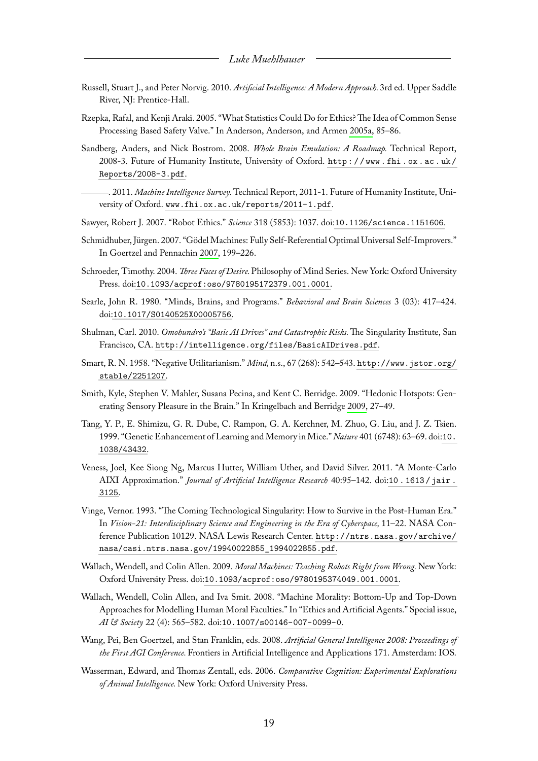Russell, Stuart J., and Peter Norvig. 2010. *Artificial Intelligence: A Modern Approach.* 3rd ed. Upper Saddle River, NJ: Prentice-Hall.

Rzepka, Rafal, and Kenji Araki. 2005. "What Statistics Could Do for Ethics? The Idea of Common Sense Processing Based Safety Valve." In Anderson, Anderson, and Armen 2005a, 85–86.

Sandberg, Anders, and Nick Bostrom. 2008. *Whole Brain Emulation: A Roadmap.* Technical Report, 2008-3. Future of Humanity Institute, University of Oxford. `http://www.fhi.ox.ac.uk/Reports/2008-3.pdf`.

———. 2011. *Machine Intelligence Survey.* Technical Report, 2011-1. Future of Humanity Institute, University of Oxford. `www.fhi.ox.ac.uk/reports/2011-1.pdf`.

Sawyer, Robert J. 2007. "Robot Ethics." *Science* 318 (5853): 1037. doi:`10.1126/science.1151606`.

Schmidhuber, Jürgen. 2007. "Gödel Machines: Fully Self-Referential Optimal Universal Self-Improvers." In Goertzel and Pennachin 2007, 199–226.

Schroeder, Timothy. 2004. *Three Faces of Desire.* Philosophy of Mind Series. New York: Oxford University Press. doi:`10.1093/acprof:oso/9780195172379.001.0001`.

Searle, John R. 1980. "Minds, Brains, and Programs." *Behavioral and Brain Sciences* 3 (03): 417–424. doi:`10.1017/S0140525X00005756`.

Shulman, Carl. 2010. *Omohundro's "Basic AI Drives" and Catastrophic Risks.* The Singularity Institute, San Francisco, CA. `http://intelligence.org/files/BasicAIDrives.pdf`.

Smart, R. N. 1958. "Negative Utilitarianism." *Mind,* n.s., 67 (268): 542–543. `http://www.jstor.org/stable/2251207`.

Smith, Kyle, Stephen V. Mahler, Susana Pecina, and Kent C. Berridge. 2009. "Hedonic Hotspots: Generating Sensory Pleasure in the Brain." In Kringelbach and Berridge 2009, 27–49.

Tang, Y. P., E. Shimizu, G. R. Dube, C. Rampon, G. A. Kerchner, M. Zhuo, G. Liu, and J. Z. Tsien. 1999. "Genetic Enhancement of Learning and Memory in Mice." *Nature* 401 (6748): 63–69. doi:`10.1038/43432`.

Veness, Joel, Kee Siong Ng, Marcus Hutter, William Uther, and David Silver. 2011. "A Monte-Carlo AIXI Approximation." *Journal of Artificial Intelligence Research* 40:95–142. doi:`10.1613/jair.3125`.

Vinge, Vernor. 1993. "The Coming Technological Singularity: How to Survive in the Post-Human Era." In *Vision-21: Interdisciplinary Science and Engineering in the Era of Cyberspace,* 11–22. NASA Conference Publication 10129. NASA Lewis Research Center. `http://ntrs.nasa.gov/archive/nasa/casi.ntrs.nasa.gov/19940022855_1994022855.pdf`.

Wallach, Wendell, and Colin Allen. 2009. *Moral Machines: Teaching Robots Right from Wrong.* New York: Oxford University Press. doi:`10.1093/acprof:oso/9780195374049.001.0001`.

Wallach, Wendell, Colin Allen, and Iva Smit. 2008. "Machine Morality: Bottom-Up and Top-Down Approaches for Modelling Human Moral Faculties." In "Ethics and Artificial Agents." Special issue, *AI & Society* 22 (4): 565–582. doi:`10.1007/s00146-007-0099-0`.

Wang, Pei, Ben Goertzel, and Stan Franklin, eds. 2008. *Artificial General Intelligence 2008: Proceedings of the First AGI Conference.* Frontiers in Artificial Intelligence and Applications 171. Amsterdam: IOS.

Wasserman, Edward, and Thomas Zentall, eds. 2006. *Comparative Cognition: Experimental Explorations of Animal Intelligence.* New York: Oxford University Press.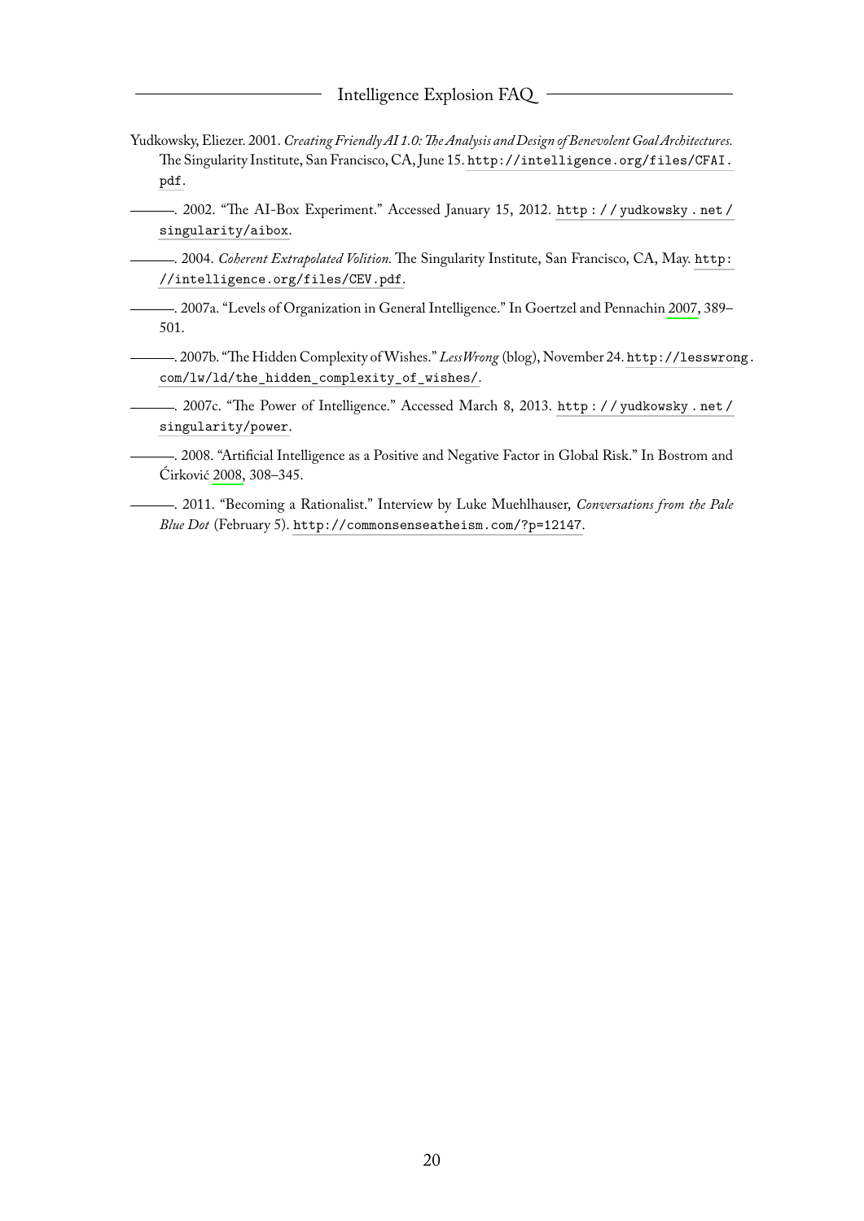Yudkowsky, Eliezer. 2001. *Creating Friendly AI 1.0: The Analysis and Design of Benevolent Goal Architectures.* The Singularity Institute, San Francisco, CA, June 15. http://intelligence.org/files/CFAI.pdf.

———. 2002. "The AI-Box Experiment." Accessed January 15, 2012. http://yudkowsky.net/singularity/aibox.

———. 2004. *Coherent Extrapolated Volition.* The Singularity Institute, San Francisco, CA, May. http://intelligence.org/files/CEV.pdf.

———. 2007a. "Levels of Organization in General Intelligence." In Goertzel and Pennachin 2007, 389–501.

———. 2007b. "The Hidden Complexity of Wishes." *Less Wrong* (blog), November 24. http://lesswrong.com/lw/ld/the_hidden_complexity_of_wishes/.

———. 2007c. "The Power of Intelligence." Accessed March 8, 2013. http://yudkowsky.net/singularity/power.

———. 2008. "Artificial Intelligence as a Positive and Negative Factor in Global Risk." In Bostrom and Ćirković 2008, 308–345.

———. 2011. "Becoming a Rationalist." Interview by Luke Muehlhauser, *Conversations from the Pale Blue Dot* (February 5). http://commonsenseatheism.com/?p=12147.